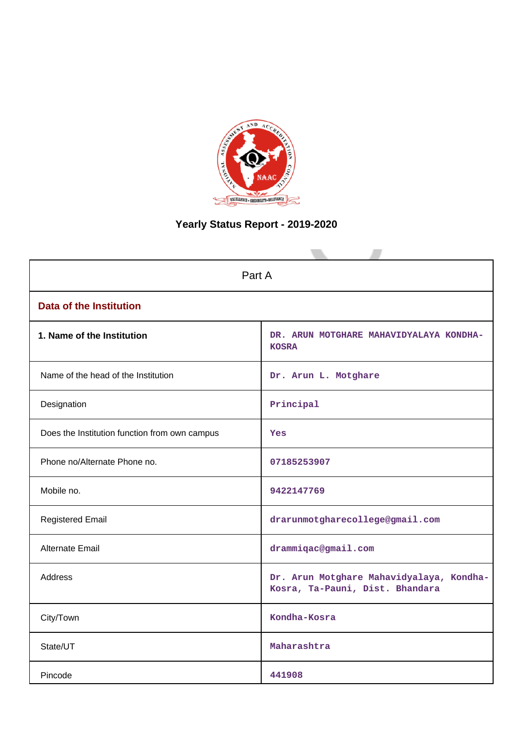# Yearly Status Report - 2019-2020

| Part A | |
|---|---|
| **Data of the Institution** | |
| **1. Name of the Institution** | DR. ARUN MOTGHARE MAHAVIDYALAYA KONDHA-KOSRA |
| Name of the head of the Institution | Dr. Arun L. Motghare |
| Designation | Principal |
| Does the Institution function from own campus | Yes |
| Phone no/Alternate Phone no. | 07185253907 |
| Mobile no. | 9422147769 |
| Registered Email | drarunmotgharecollege@gmail.com |
| Alternate Email | drammiqac@gmail.com |
| Address | Dr. Arun Motghare Mahavidyalaya, Kondha-Kosra, Ta-Pauni, Dist. Bhandara |
| City/Town | Kondha-Kosra |
| State/UT | Maharashtra |
| Pincode | 441908 |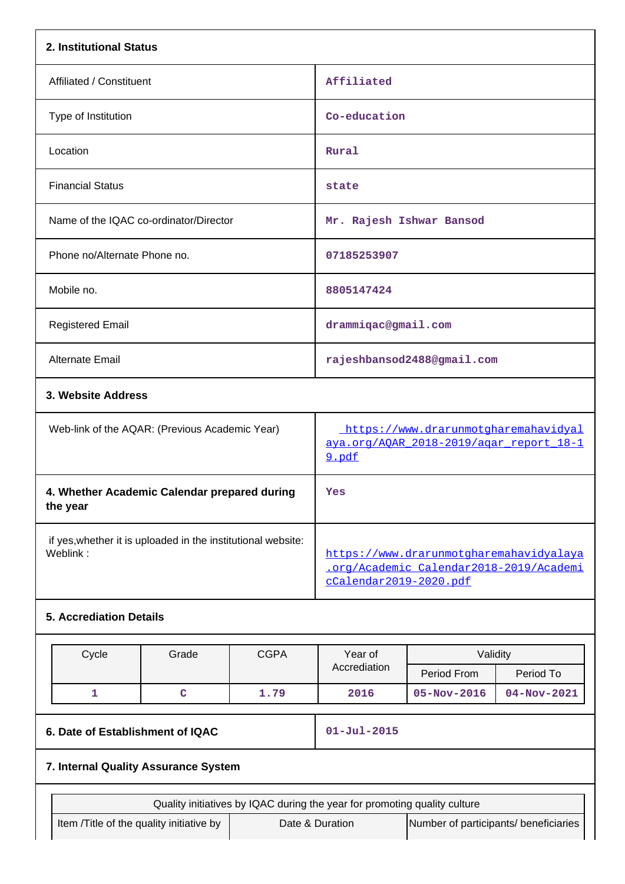| **2. Institutional Status** | |
|---|---|
| Affiliated / Constituent | Affiliated |
| Type of Institution | Co-education |
| Location | Rural |
| Financial Status | state |
| Name of the IQAC co-ordinator/Director | Mr. Rajesh Ishwar Bansod |
| Phone no/Alternate Phone no. | 07185253907 |
| Mobile no. | 8805147424 |
| Registered Email | drammiqac@gmail.com |
| Alternate Email | rajeshbansod2488@gmail.com |

**3. Website Address**

| | |
|---|---|
| Web-link of the AQAR: (Previous Academic Year) | https://www.drarunmotgharemahavidyalaya.org/AQAR_2018-2019/aqar_report_18-19.pdf |
| **4. Whether Academic Calendar prepared during the year** | Yes |
| if yes,whether it is uploaded in the institutional website: Weblink : | https://www.drarunmotgharemahavidyalaya.org/Academic_Calendar2018-2019/AcademicCalendar2019-2020.pdf |

**5. Accrediation Details**

| Cycle | Grade | CGPA | Year of Accrediation | Validity | |
|---|---|---|---|---|---|
| | | | | Period From | Period To |
| 1 | C | 1.79 | 2016 | 05-Nov-2016 | 04-Nov-2021 |

| | |
|---|---|
| **6. Date of Establishment of IQAC** | 01-Jul-2015 |

**7. Internal Quality Assurance System**

| Quality initiatives by IQAC during the year for promoting quality culture | | |
|---|---|---|
| Item /Title of the quality initiative by | Date & Duration | Number of participants/ beneficiaries |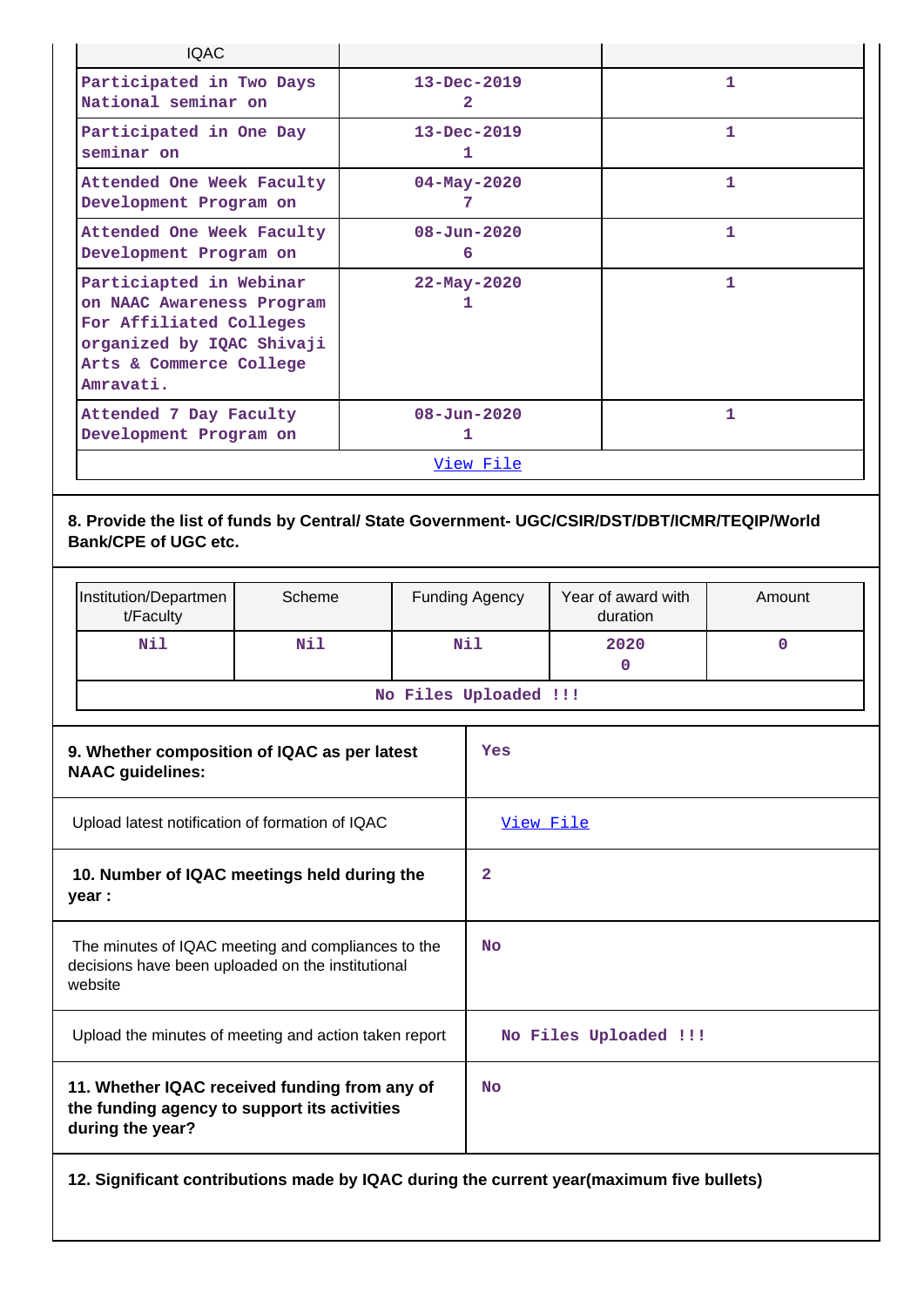| IQAC | | |
|---|---|---|
| Participated in Two Days National seminar on | 13-Dec-2019 2 | 1 |
| Participated in One Day seminar on | 13-Dec-2019 1 | 1 |
| Attended One Week Faculty Development Program on | 04-May-2020 7 | 1 |
| Attended One Week Faculty Development Program on | 08-Jun-2020 6 | 1 |
| Particiapted in Webinar on NAAC Awareness Program For Affiliated Colleges organized by IQAC Shivaji Arts & Commerce College Amravati. | 22-May-2020 1 | 1 |
| Attended 7 Day Faculty Development Program on | 08-Jun-2020 1 | 1 |
| View File | | |

**8. Provide the list of funds by Central/ State Government- UGC/CSIR/DST/DBT/ICMR/TEQIP/World Bank/CPE of UGC etc.**

| Institution/Department/Faculty | Scheme | Funding Agency | Year of award with duration | Amount |
|---|---|---|---|---|
| Nil | Nil | Nil | 2020 0 | 0 |
| No Files Uploaded !!! | | | | |

| | |
|---|---|
| **9. Whether composition of IQAC as per latest NAAC guidelines:** | Yes |
| Upload latest notification of formation of IQAC | View File |
| **10. Number of IQAC meetings held during the year :** | 2 |
| The minutes of IQAC meeting and compliances to the decisions have been uploaded on the institutional website | No |
| Upload the minutes of meeting and action taken report | No Files Uploaded !!! |
| **11. Whether IQAC received funding from any of the funding agency to support its activities during the year?** | No |

**12. Significant contributions made by IQAC during the current year(maximum five bullets)**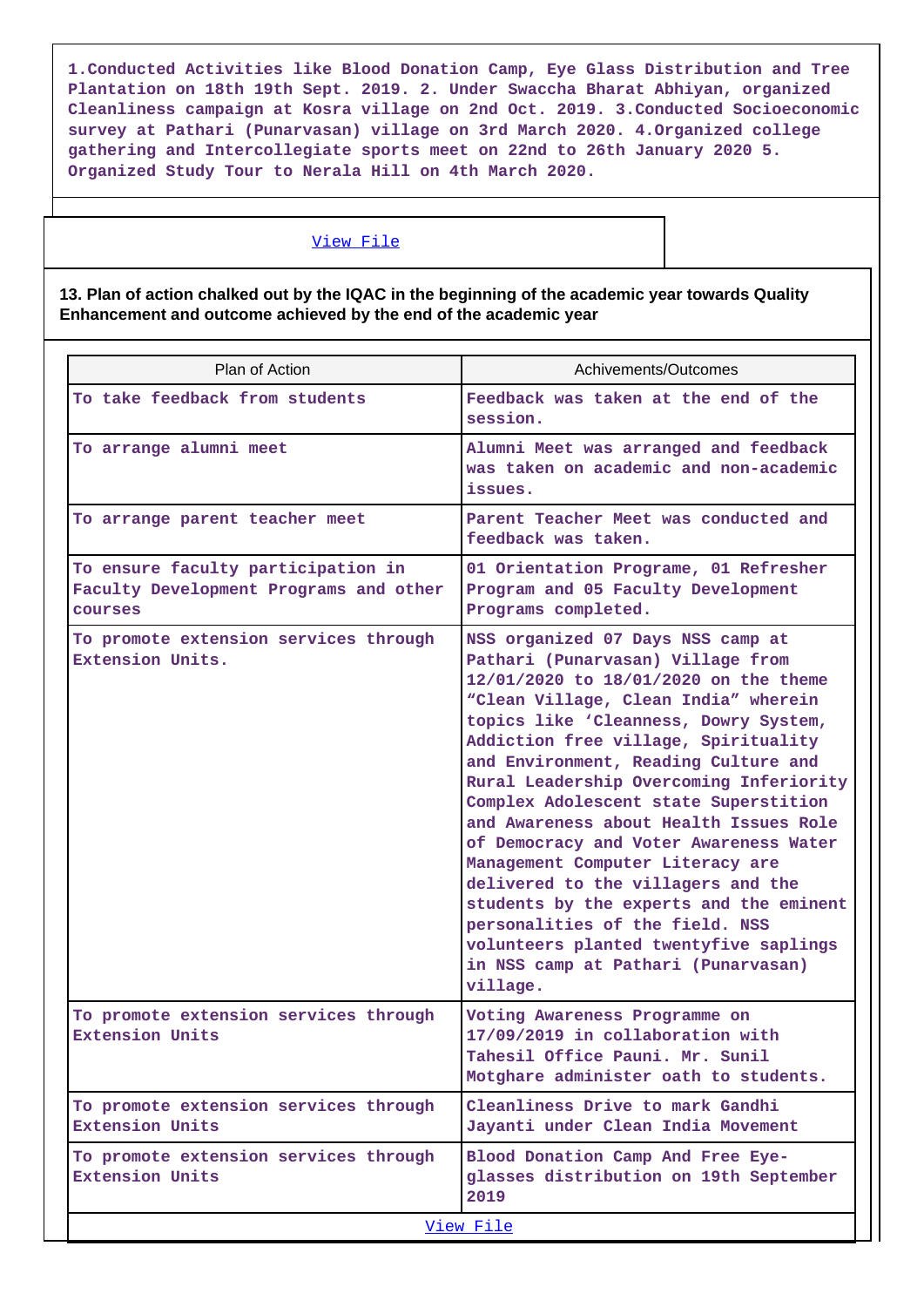1.Conducted Activities like Blood Donation Camp, Eye Glass Distribution and Tree Plantation on 18th 19th Sept. 2019. 2. Under Swaccha Bharat Abhiyan, organized Cleanliness campaign at Kosra village on 2nd Oct. 2019. 3.Conducted Socioeconomic survey at Pathari (Punarvasan) village on 3rd March 2020. 4.Organized college gathering and Intercollegiate sports meet on 22nd to 26th January 2020 5. Organized Study Tour to Nerala Hill on 4th March 2020.

View File

**13. Plan of action chalked out by the IQAC in the beginning of the academic year towards Quality Enhancement and outcome achieved by the end of the academic year**

| Plan of Action | Achivements/Outcomes |
|---|---|
| To take feedback from students | Feedback was taken at the end of the session. |
| To arrange alumni meet | Alumni Meet was arranged and feedback was taken on academic and non-academic issues. |
| To arrange parent teacher meet | Parent Teacher Meet was conducted and feedback was taken. |
| To ensure faculty participation in Faculty Development Programs and other courses | 01 Orientation Programe, 01 Refresher Program and 05 Faculty Development Programs completed. |
| To promote extension services through Extension Units. | NSS organized 07 Days NSS camp at Pathari (Punarvasan) Village from 12/01/2020 to 18/01/2020 on the theme "Clean Village, Clean India" wherein topics like 'Cleanness, Dowry System, Addiction free village, Spirituality and Environment, Reading Culture and Rural Leadership Overcoming Inferiority Complex Adolescent state Superstition and Awareness about Health Issues Role of Democracy and Voter Awareness Water Management Computer Literacy are delivered to the villagers and the students by the experts and the eminent personalities of the field. NSS volunteers planted twentyfive saplings in NSS camp at Pathari (Punarvasan) village. |
| To promote extension services through Extension Units | Voting Awareness Programme on 17/09/2019 in collaboration with Tahesil Office Pauni. Mr. Sunil Motghare administer oath to students. |
| To promote extension services through Extension Units | Cleanliness Drive to mark Gandhi Jayanti under Clean India Movement |
| To promote extension services through Extension Units | Blood Donation Camp And Free Eye-glasses distribution on 19th September 2019 |

View File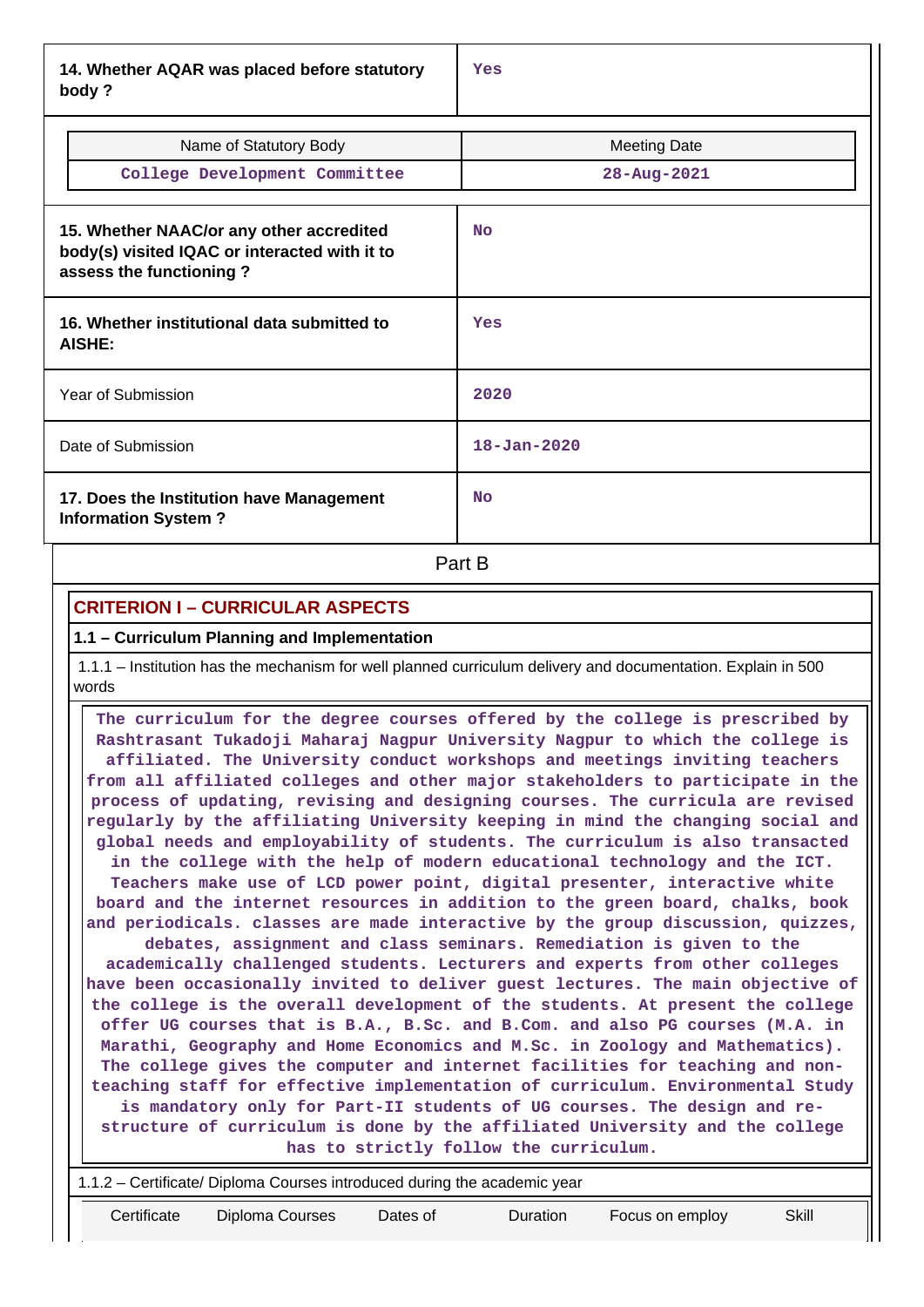| 14. Whether AQAR was placed before statutory body ? | Yes |
|---|---|

| Name of Statutory Body | Meeting Date |
|---|---|
| College Development Committee | 28-Aug-2021 |

| 15. Whether NAAC/or any other accredited body(s) visited IQAC or interacted with it to assess the functioning ? | No |
|---|---|
| 16. Whether institutional data submitted to AISHE: | Yes |
| Year of Submission | 2020 |
| Date of Submission | 18-Jan-2020 |
| 17. Does the Institution have Management Information System ? | No |

## Part B

### CRITERION I – CURRICULAR ASPECTS

#### 1.1 – Curriculum Planning and Implementation

1.1.1 – Institution has the mechanism for well planned curriculum delivery and documentation. Explain in 500 words

The curriculum for the degree courses offered by the college is prescribed by Rashtrasant Tukadoji Maharaj Nagpur University Nagpur to which the college is affiliated. The University conduct workshops and meetings inviting teachers from all affiliated colleges and other major stakeholders to participate in the process of updating, revising and designing courses. The curricula are revised regularly by the affiliating University keeping in mind the changing social and global needs and employability of students. The curriculum is also transacted in the college with the help of modern educational technology and the ICT. Teachers make use of LCD power point, digital presenter, interactive white board and the internet resources in addition to the green board, chalks, book and periodicals. classes are made interactive by the group discussion, quizzes, debates, assignment and class seminars. Remediation is given to the academically challenged students. Lecturers and experts from other colleges have been occasionally invited to deliver guest lectures. The main objective of the college is the overall development of the students. At present the college offer UG courses that is B.A., B.Sc. and B.Com. and also PG courses (M.A. in Marathi, Geography and Home Economics and M.Sc. in Zoology and Mathematics). The college gives the computer and internet facilities for teaching and non-teaching staff for effective implementation of curriculum. Environmental Study is mandatory only for Part-II students of UG courses. The design and re-structure of curriculum is done by the affiliated University and the college has to strictly follow the curriculum.

1.1.2 – Certificate/ Diploma Courses introduced during the academic year

| Certificate | Diploma Courses | Dates of | Duration | Focus on employ | Skill |
|---|---|---|---|---|---|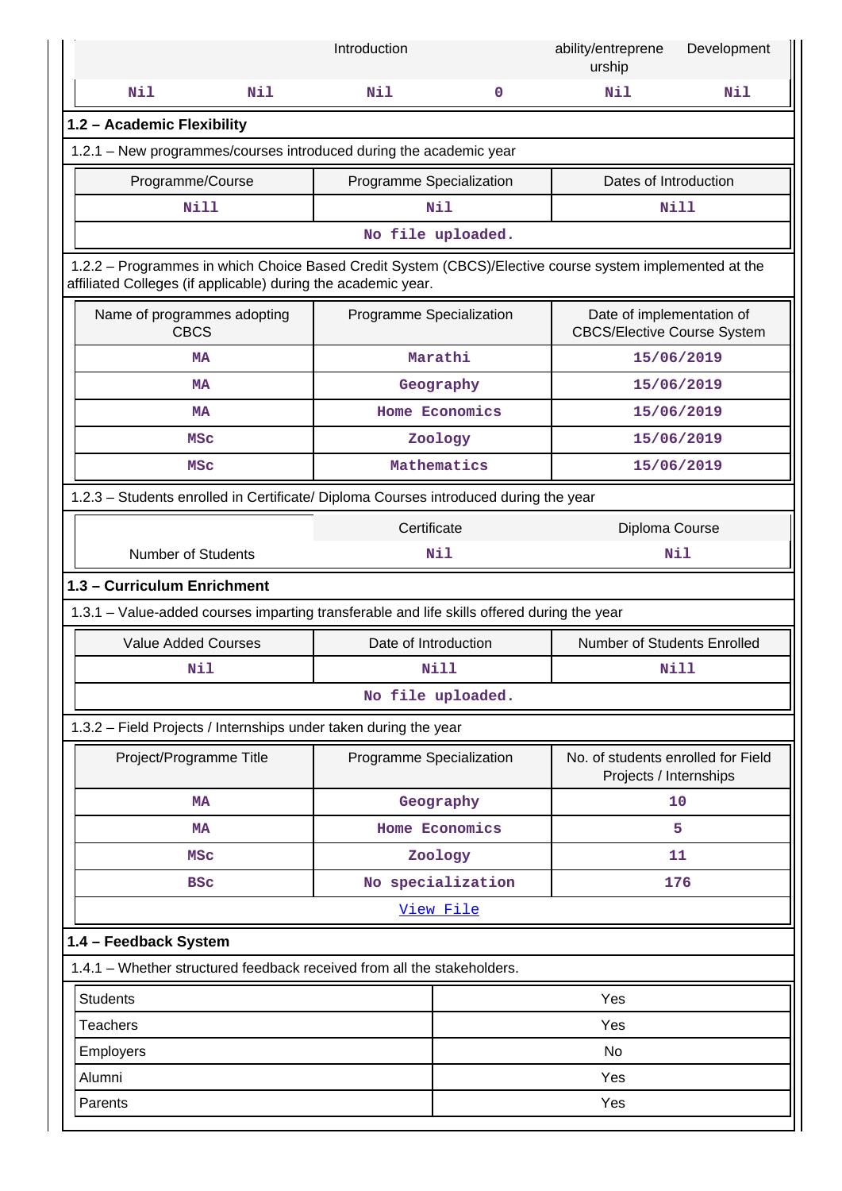| | | Introduction | | ability/entrepreneurship | Development |
|---|---|---|---|---|---|
| Nil | Nil | Nil | 0 | Nil | Nil |

## 1.2 – Academic Flexibility

1.2.1 – New programmes/courses introduced during the academic year

| Programme/Course | Programme Specialization | Dates of Introduction |
|---|---|---|
| Nill | Nil | Nill |
| No file uploaded. | | |

1.2.2 – Programmes in which Choice Based Credit System (CBCS)/Elective course system implemented at the affiliated Colleges (if applicable) during the academic year.

| Name of programmes adopting CBCS | Programme Specialization | Date of implementation of CBCS/Elective Course System |
|---|---|---|
| MA | Marathi | 15/06/2019 |
| MA | Geography | 15/06/2019 |
| MA | Home Economics | 15/06/2019 |
| MSc | Zoology | 15/06/2019 |
| MSc | Mathematics | 15/06/2019 |

1.2.3 – Students enrolled in Certificate/ Diploma Courses introduced during the year

| | Certificate | Diploma Course |
|---|---|---|
| Number of Students | Nil | Nil |

## 1.3 – Curriculum Enrichment

1.3.1 – Value-added courses imparting transferable and life skills offered during the year

| Value Added Courses | Date of Introduction | Number of Students Enrolled |
|---|---|---|
| Nil | Nill | Nill |
| No file uploaded. | | |

1.3.2 – Field Projects / Internships under taken during the year

| Project/Programme Title | Programme Specialization | No. of students enrolled for Field Projects / Internships |
|---|---|---|
| MA | Geography | 10 |
| MA | Home Economics | 5 |
| MSc | Zoology | 11 |
| BSc | No specialization | 176 |
| View File | | |

## 1.4 – Feedback System

1.4.1 – Whether structured feedback received from all the stakeholders.

| | |
|---|---|
| Students | Yes |
| Teachers | Yes |
| Employers | No |
| Alumni | Yes |
| Parents | Yes |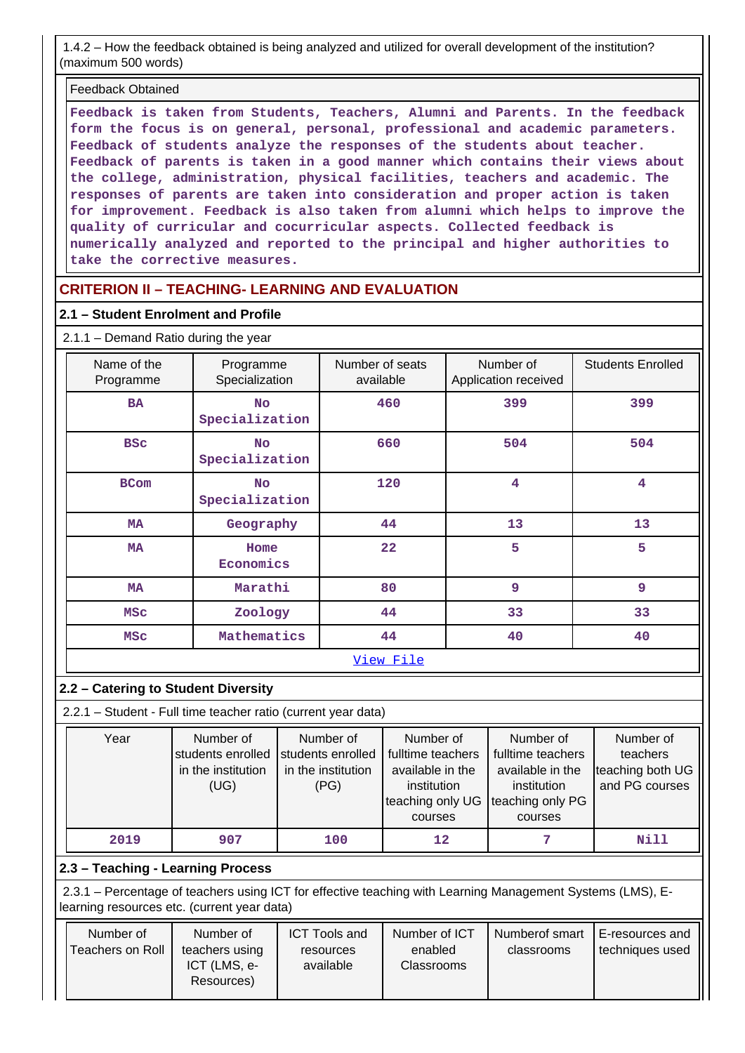1.4.2 – How the feedback obtained is being analyzed and utilized for overall development of the institution? (maximum 500 words)

Feedback Obtained

Feedback is taken from Students, Teachers, Alumni and Parents. In the feedback form the focus is on general, personal, professional and academic parameters. Feedback of students analyze the responses of the students about teacher. Feedback of parents is taken in a good manner which contains their views about the college, administration, physical facilities, teachers and academic. The responses of parents are taken into consideration and proper action is taken for improvement. Feedback is also taken from alumni which helps to improve the quality of curricular and cocurricular aspects. Collected feedback is numerically analyzed and reported to the principal and higher authorities to take the corrective measures.

## CRITERION II – TEACHING- LEARNING AND EVALUATION

### 2.1 – Student Enrolment and Profile

2.1.1 – Demand Ratio during the year

| Name of the Programme | Programme Specialization | Number of seats available | Number of Application received | Students Enrolled |
|---|---|---|---|---|
| BA | No Specialization | 460 | 399 | 399 |
| BSc | No Specialization | 660 | 504 | 504 |
| BCom | No Specialization | 120 | 4 | 4 |
| MA | Geography | 44 | 13 | 13 |
| MA | Home Economics | 22 | 5 | 5 |
| MA | Marathi | 80 | 9 | 9 |
| MSc | Zoology | 44 | 33 | 33 |
| MSc | Mathematics | 44 | 40 | 40 |

View File

### 2.2 – Catering to Student Diversity

2.2.1 – Student - Full time teacher ratio (current year data)

| Year | Number of students enrolled in the institution (UG) | Number of students enrolled in the institution (PG) | Number of fulltime teachers available in the institution teaching only UG courses | Number of fulltime teachers available in the institution teaching only PG courses | Number of teachers teaching both UG and PG courses |
|---|---|---|---|---|---|
| 2019 | 907 | 100 | 12 | 7 | Nill |

### 2.3 – Teaching - Learning Process

2.3.1 – Percentage of teachers using ICT for effective teaching with Learning Management Systems (LMS), E-learning resources etc. (current year data)

| Number of Teachers on Roll | Number of teachers using ICT (LMS, e-Resources) | ICT Tools and resources available | Number of ICT enabled Classrooms | Numberof smart classrooms | E-resources and techniques used |
|---|---|---|---|---|---|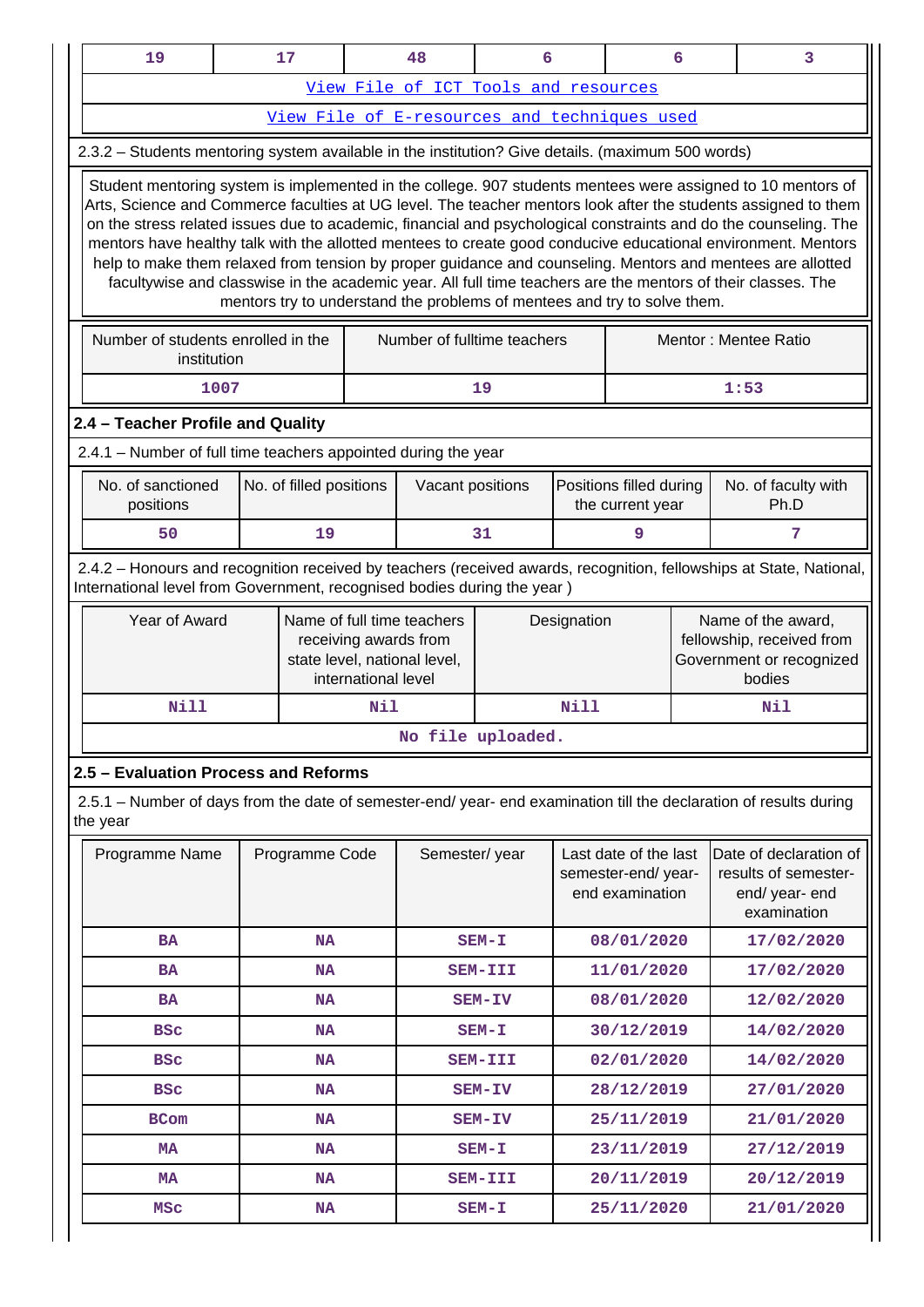| 19 | 17 | 48 | 6 | 6 | 3 |
|---|---|---|---|---|---|
| View File of ICT Tools and resources | | | | | |
| View File of E-resources and techniques used | | | | | |

2.3.2 – Students mentoring system available in the institution? Give details. (maximum 500 words)

Student mentoring system is implemented in the college. 907 students mentees were assigned to 10 mentors of Arts, Science and Commerce faculties at UG level. The teacher mentors look after the students assigned to them on the stress related issues due to academic, financial and psychological constraints and do the counseling. The mentors have healthy talk with the allotted mentees to create good conducive educational environment. Mentors help to make them relaxed from tension by proper guidance and counseling. Mentors and mentees are allotted facultywise and classwise in the academic year. All full time teachers are the mentors of their classes. The mentors try to understand the problems of mentees and try to solve them.

| Number of students enrolled in the institution | Number of fulltime teachers | Mentor : Mentee Ratio |
|---|---|---|
| 1007 | 19 | 1:53 |

## 2.4 – Teacher Profile and Quality

2.4.1 – Number of full time teachers appointed during the year

| No. of sanctioned positions | No. of filled positions | Vacant positions | Positions filled during the current year | No. of faculty with Ph.D |
|---|---|---|---|---|
| 50 | 19 | 31 | 9 | 7 |

2.4.2 – Honours and recognition received by teachers (received awards, recognition, fellowships at State, National, International level from Government, recognised bodies during the year )

| Year of Award | Name of full time teachers receiving awards from state level, national level, international level | Designation | Name of the award, fellowship, received from Government or recognized bodies |
|---|---|---|---|
| Nill | Nil | Nill | Nil |
| No file uploaded. | | | |

## 2.5 – Evaluation Process and Reforms

2.5.1 – Number of days from the date of semester-end/ year- end examination till the declaration of results during the year

| Programme Name | Programme Code | Semester/ year | Last date of the last semester-end/ year- end examination | Date of declaration of results of semester-end/ year- end examination |
|---|---|---|---|---|
| BA | NA | SEM-I | 08/01/2020 | 17/02/2020 |
| BA | NA | SEM-III | 11/01/2020 | 17/02/2020 |
| BA | NA | SEM-IV | 08/01/2020 | 12/02/2020 |
| BSc | NA | SEM-I | 30/12/2019 | 14/02/2020 |
| BSc | NA | SEM-III | 02/01/2020 | 14/02/2020 |
| BSc | NA | SEM-IV | 28/12/2019 | 27/01/2020 |
| BCom | NA | SEM-IV | 25/11/2019 | 21/01/2020 |
| MA | NA | SEM-I | 23/11/2019 | 27/12/2019 |
| MA | NA | SEM-III | 20/11/2019 | 20/12/2019 |
| MSc | NA | SEM-I | 25/11/2020 | 21/01/2020 |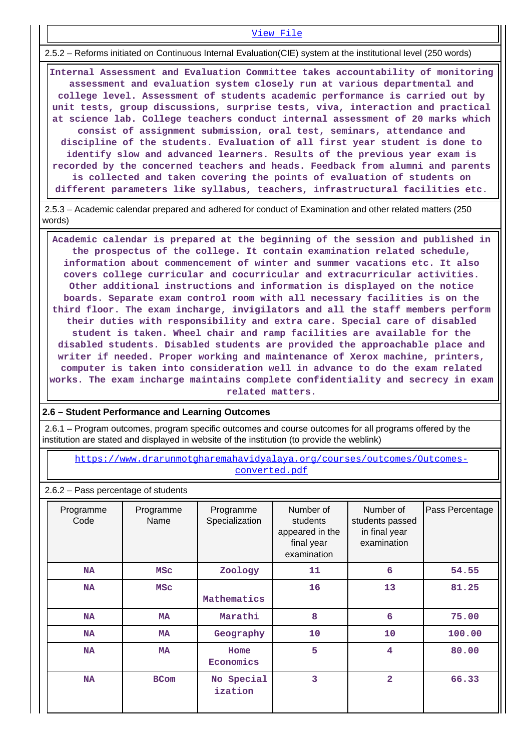View File

2.5.2 – Reforms initiated on Continuous Internal Evaluation(CIE) system at the institutional level (250 words)

**Internal Assessment and Evaluation Committee takes accountability of monitoring assessment and evaluation system closely run at various departmental and college level. Assessment of students academic performance is carried out by unit tests, group discussions, surprise tests, viva, interaction and practical at science lab. College teachers conduct internal assessment of 20 marks which consist of assignment submission, oral test, seminars, attendance and discipline of the students. Evaluation of all first year student is done to identify slow and advanced learners. Results of the previous year exam is recorded by the concerned teachers and heads. Feedback from alumni and parents is collected and taken covering the points of evaluation of students on different parameters like syllabus, teachers, infrastructural facilities etc.**

2.5.3 – Academic calendar prepared and adhered for conduct of Examination and other related matters (250 words)

**Academic calendar is prepared at the beginning of the session and published in the prospectus of the college. It contain examination related schedule, information about commencement of winter and summer vacations etc. It also covers college curricular and cocurricular and extracurricular activities. Other additional instructions and information is displayed on the notice boards. Separate exam control room with all necessary facilities is on the third floor. The exam incharge, invigilators and all the staff members perform their duties with responsibility and extra care. Special care of disabled student is taken. Wheel chair and ramp facilities are available for the disabled students. Disabled students are provided the approachable place and writer if needed. Proper working and maintenance of Xerox machine, printers, computer is taken into consideration well in advance to do the exam related works. The exam incharge maintains complete confidentiality and secrecy in exam related matters.**

## 2.6 – Student Performance and Learning Outcomes

2.6.1 – Program outcomes, program specific outcomes and course outcomes for all programs offered by the institution are stated and displayed in website of the institution (to provide the weblink)

https://www.drarunmotgharemahavidyalaya.org/courses/outcomes/Outcomes-converted.pdf

2.6.2 – Pass percentage of students

| Programme Code | Programme Name | Programme Specialization | Number of students appeared in the final year examination | Number of students passed in final year examination | Pass Percentage |
|---|---|---|---|---|---|
| **NA** | **MSc** | **Zoology** | **11** | **6** | **54.55** |
| **NA** | **MSc** | **Mathematics** | **16** | **13** | **81.25** |
| **NA** | **MA** | **Marathi** | **8** | **6** | **75.00** |
| **NA** | **MA** | **Geography** | **10** | **10** | **100.00** |
| **NA** | **MA** | **Home Economics** | **5** | **4** | **80.00** |
| **NA** | **BCom** | **No Special ization** | **3** | **2** | **66.33** |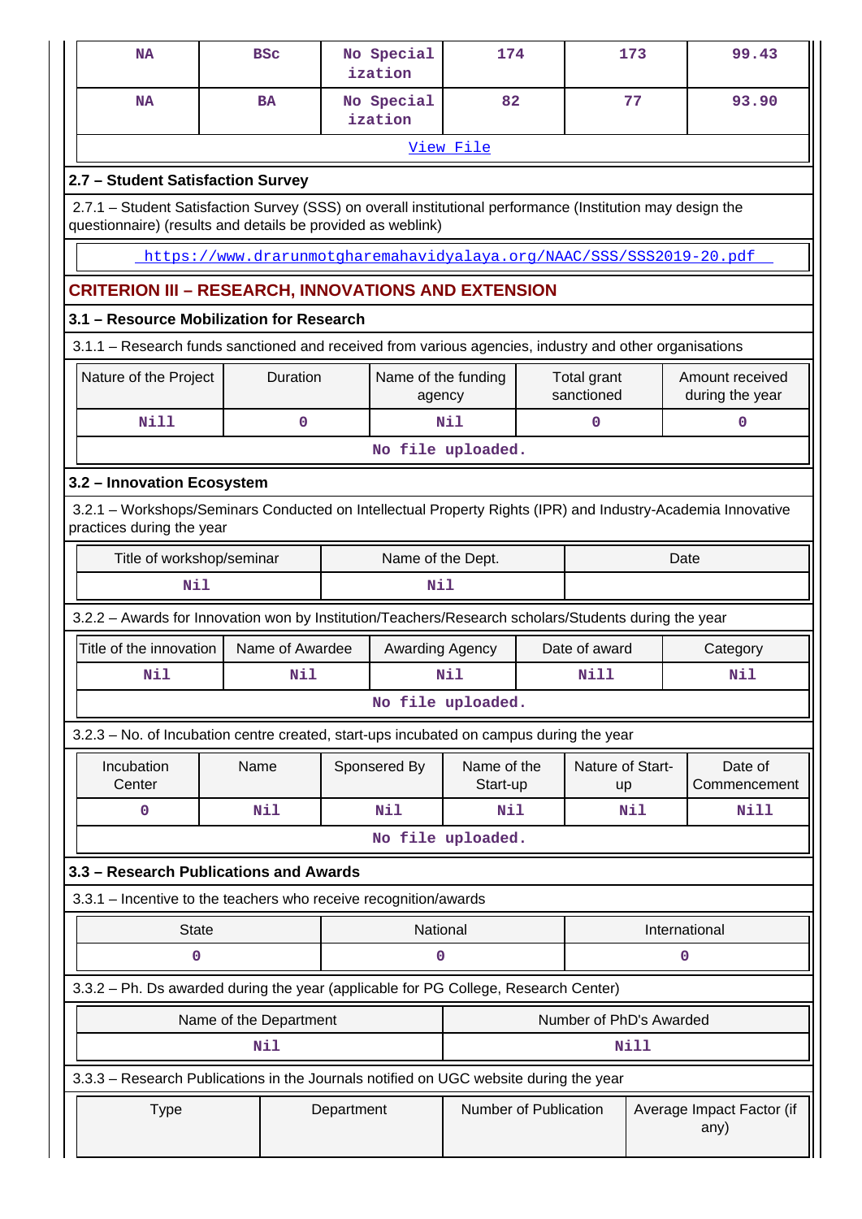| NA | BSc | No Specialization | 174 | 173 | 99.43 |
|---|---|---|---|---|---|
| NA | BA | No Specialization | 82 | 77 | 93.90 |

View File

### 2.7 – Student Satisfaction Survey

2.7.1 – Student Satisfaction Survey (SSS) on overall institutional performance (Institution may design the questionnaire) (results and details be provided as weblink)

https://www.drarunmotgharemahavidyalaya.org/NAAC/SSS/SSS2019-20.pdf

## CRITERION III – RESEARCH, INNOVATIONS AND EXTENSION

### 3.1 – Resource Mobilization for Research

3.1.1 – Research funds sanctioned and received from various agencies, industry and other organisations

| Nature of the Project | Duration | Name of the funding agency | Total grant sanctioned | Amount received during the year |
|---|---|---|---|---|
| Nill | 0 | Nil | 0 | 0 |

No file uploaded.

### 3.2 – Innovation Ecosystem

3.2.1 – Workshops/Seminars Conducted on Intellectual Property Rights (IPR) and Industry-Academia Innovative practices during the year

| Title of workshop/seminar | Name of the Dept. | Date |
|---|---|---|
| Nil | Nil | |

3.2.2 – Awards for Innovation won by Institution/Teachers/Research scholars/Students during the year

| Title of the innovation | Name of Awardee | Awarding Agency | Date of award | Category |
|---|---|---|---|---|
| Nil | Nil | Nil | Nill | Nil |

No file uploaded.

3.2.3 – No. of Incubation centre created, start-ups incubated on campus during the year

| Incubation Center | Name | Sponsered By | Name of the Start-up | Nature of Start-up | Date of Commencement |
|---|---|---|---|---|---|
| 0 | Nil | Nil | Nil | Nil | Nill |

No file uploaded.

### 3.3 – Research Publications and Awards

3.3.1 – Incentive to the teachers who receive recognition/awards

| State | National | International |
|---|---|---|
| 0 | 0 | 0 |

3.3.2 – Ph. Ds awarded during the year (applicable for PG College, Research Center)

| Name of the Department | Number of PhD's Awarded |
|---|---|
| Nil | Nill |

3.3.3 – Research Publications in the Journals notified on UGC website during the year

| Type | Department | Number of Publication | Average Impact Factor (if any) |
|---|---|---|---|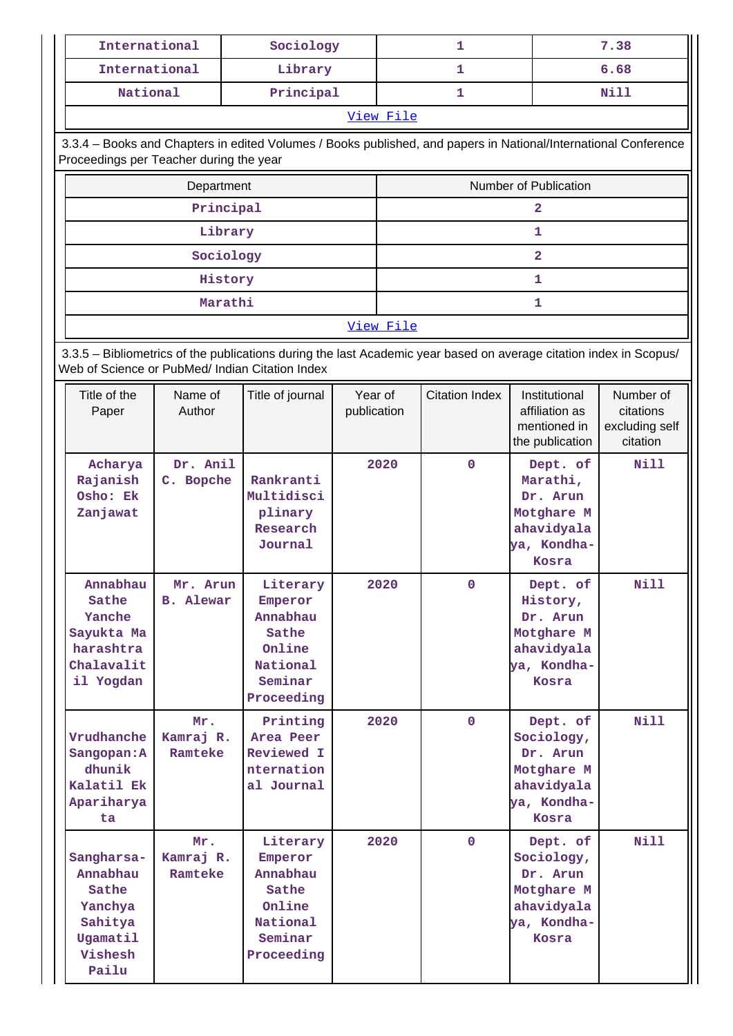| International | Sociology | 1 | 7.38 |
|---|---|---|---|
| International | Library | 1 | 6.68 |
| National | Principal | 1 | Nill |

View File

3.3.4 – Books and Chapters in edited Volumes / Books published, and papers in National/International Conference Proceedings per Teacher during the year

| Department | Number of Publication |
|---|---|
| Principal | 2 |
| Library | 1 |
| Sociology | 2 |
| History | 1 |
| Marathi | 1 |

View File

3.3.5 – Bibliometrics of the publications during the last Academic year based on average citation index in Scopus/ Web of Science or PubMed/ Indian Citation Index

| Title of the Paper | Name of Author | Title of journal | Year of publication | Citation Index | Institutional affiliation as mentioned in the publication | Number of citations excluding self citation |
|---|---|---|---|---|---|---|
| Acharya Rajanish Osho: Ek Zanjawat | Dr. Anil C. Bopche | Rankranti Multidisciplinary Research Journal | 2020 | 0 | Dept. of Marathi, Dr. Arun Motghare Mahavidyalaya, Kondha-Kosra | Nill |
| Annabhau Sathe Yanche Sayukta Maharashtra Chalavalitil Yogdan | Mr. Arun B. Alewar | Literary Emperor Annabhau Sathe Online National Seminar Proceeding | 2020 | 0 | Dept. of History, Dr. Arun Motghare Mahavidyalaya, Kondha-Kosra | Nill |
| Vrudhanche Sangopan:Adhunik Kalatil Ek Apariharyata | Mr. Kamraj R. Ramteke | Printing Area Peer Reviewed International Journal | 2020 | 0 | Dept. of Sociology, Dr. Arun Motghare Mahavidyalaya, Kondha-Kosra | Nill |
| Sangharsa-Annabhau Sathe Yanchya Sahitya Ugamatil Vishesh Pailu | Mr. Kamraj R. Ramteke | Literary Emperor Annabhau Sathe Online National Seminar Proceeding | 2020 | 0 | Dept. of Sociology, Dr. Arun Motghare Mahavidyalaya, Kondha-Kosra | Nill |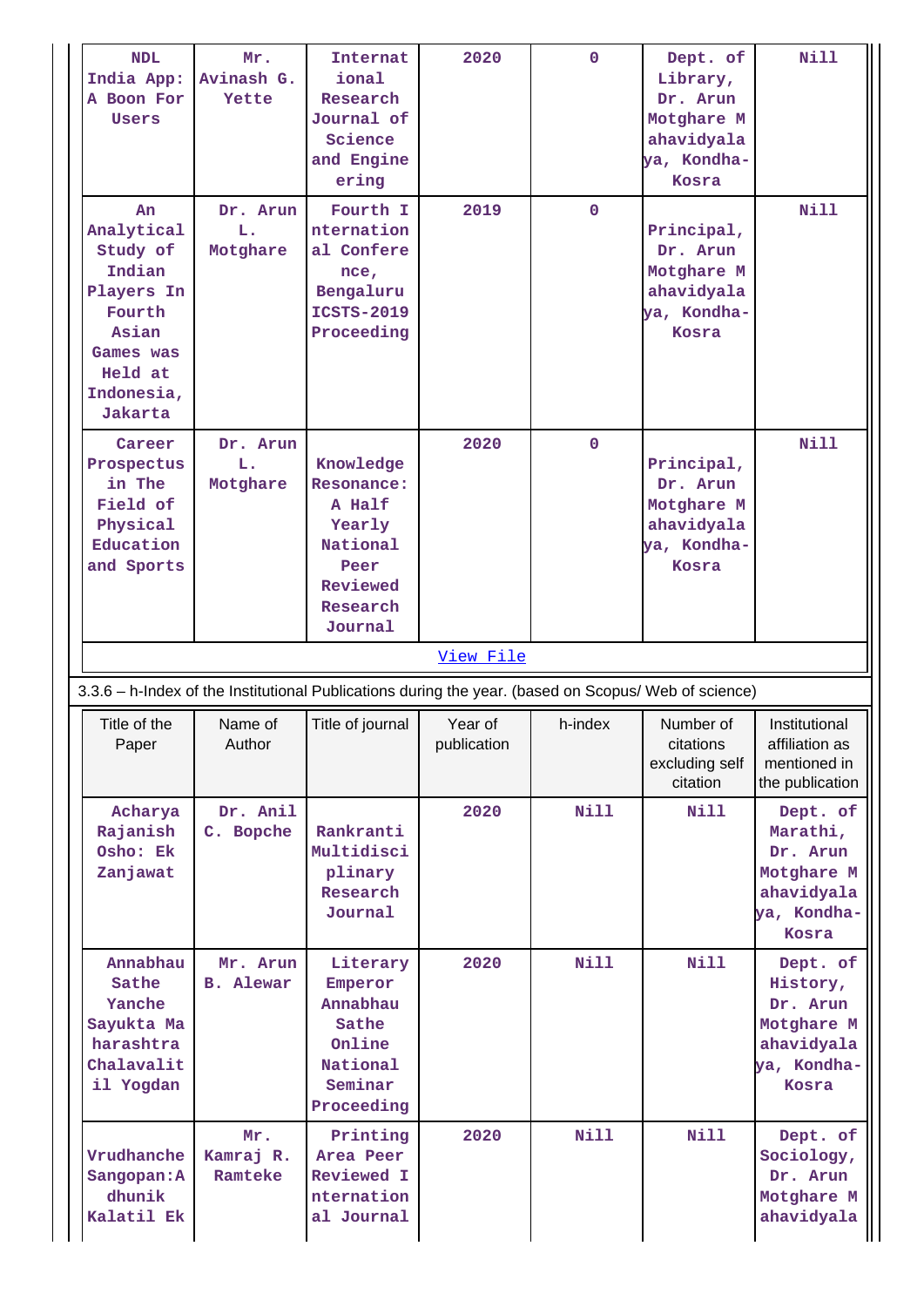| NDL India App: A Boon For Users | Mr. Avinash G. Yette | International Research Journal of Science and Engineering | 2020 | 0 | Dept. of Library, Dr. Arun Motghare Mahavidyalaya, Kondha-Kosra | Nill |
|---|---|---|---|---|---|---|
| An Analytical Study of Indian Players In Fourth Asian Games was Held at Indonesia, Jakarta | Dr. Arun L. Motghare | Fourth International Conference, Bengaluru ICSTS-2019 Proceeding | 2019 | 0 | Principal, Dr. Arun Motghare Mahavidyalaya, Kondha-Kosra | Nill |
| Career Prospectus in The Field of Physical Education and Sports | Dr. Arun L. Motghare | Knowledge Resonance: A Half Yearly National Peer Reviewed Research Journal | 2020 | 0 | Principal, Dr. Arun Motghare Mahavidyalaya, Kondha-Kosra | Nill |

View File

3.3.6 – h-Index of the Institutional Publications during the year. (based on Scopus/ Web of science)

| Title of the Paper | Name of Author | Title of journal | Year of publication | h-index | Number of citations excluding self citation | Institutional affiliation as mentioned in the publication |
|---|---|---|---|---|---|---|
| Acharya Rajanish Osho: Ek Zanjawat | Dr. Anil C. Bopche | Rankranti Multidisciplinary Research Journal | 2020 | Nill | Nill | Dept. of Marathi, Dr. Arun Motghare Mahavidyalaya, Kondha-Kosra |
| Annabhau Sathe Yanche Sayukta Maharashtra Chalavalitil Yogdan | Mr. Arun B. Alewar | Literary Emperor Annabhau Sathe Online National Seminar Proceeding | 2020 | Nill | Nill | Dept. of History, Dr. Arun Motghare Mahavidyalaya, Kondha-Kosra |
| Vrudhanche Sangopan:Adhunik Kalatil Ek | Mr. Kamraj R. Ramteke | Printing Area Peer Reviewed International Journal | 2020 | Nill | Nill | Dept. of Sociology, Dr. Arun Motghare Mahavidyala |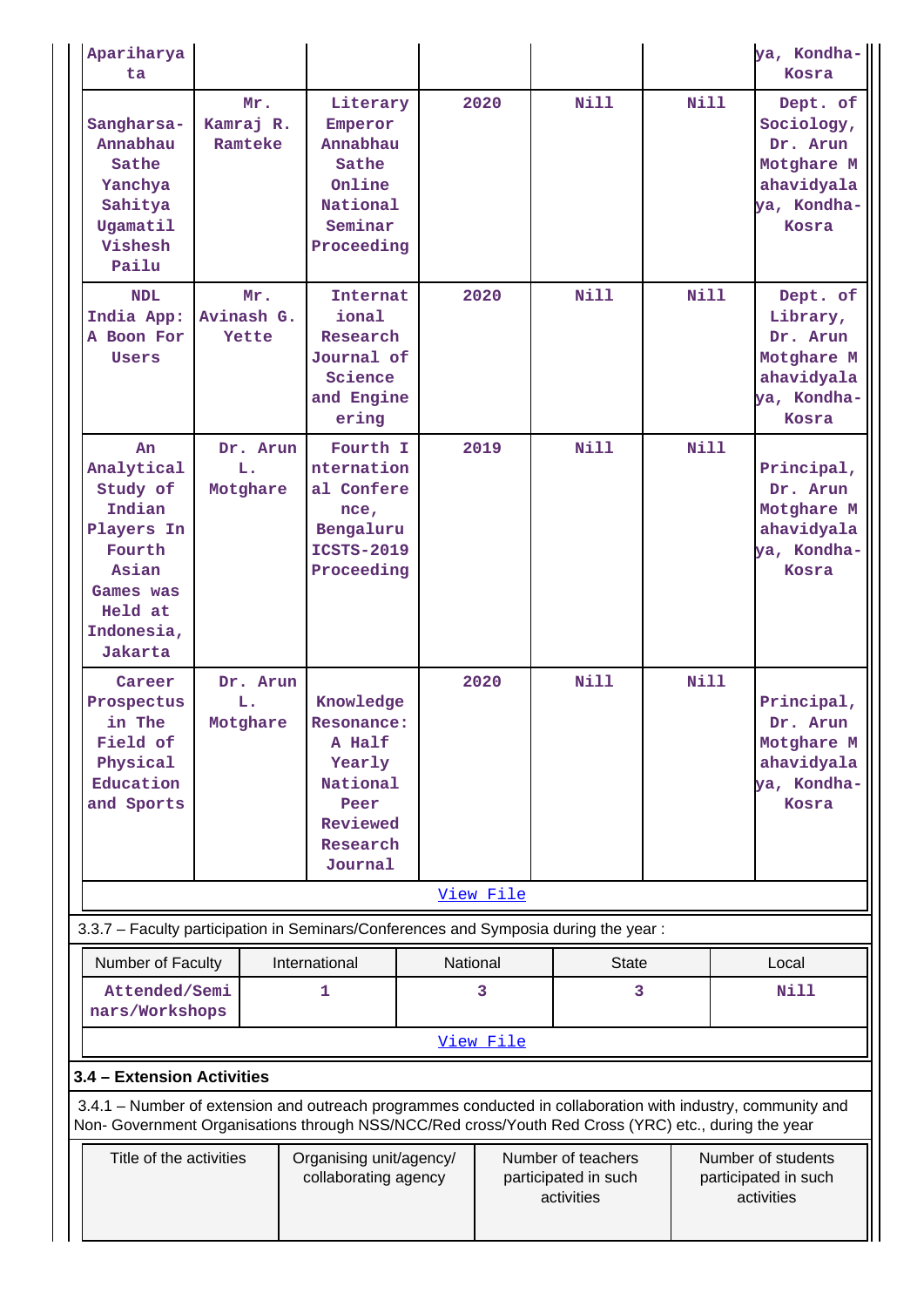| | | | | | | |
|---|---|---|---|---|---|---|
| Apariharya ta | | | | | | ya, Kondha-Kosra |
| Sangharsa- Annabhau Sathe Yanchya Sahitya Ugamatil Vishesh Pailu | Mr. Kamraj R. Ramteke | Literary Emperor Annabhau Sathe Online National Seminar Proceeding | 2020 | Nill | Nill | Dept. of Sociology, Dr. Arun Motghare Mahavidyalaya, Kondha-Kosra |
| NDL India App: A Boon For Users | Mr. Avinash G. Yette | International Research Journal of Science and Engineering | 2020 | Nill | Nill | Dept. of Library, Dr. Arun Motghare Mahavidyalaya, Kondha-Kosra |
| An Analytical Study of Indian Players In Fourth Asian Games was Held at Indonesia, Jakarta | Dr. Arun L. Motghare | Fourth International Conference, Bengaluru ICSTS-2019 Proceeding | 2019 | Nill | Nill | Principal, Dr. Arun Motghare Mahavidyalaya, Kondha-Kosra |
| Career Prospectus in The Field of Physical Education and Sports | Dr. Arun L. Motghare | Knowledge Resonance: A Half Yearly National Peer Reviewed Research Journal | 2020 | Nill | Nill | Principal, Dr. Arun Motghare Mahavidyalaya, Kondha-Kosra |

View File

3.3.7 – Faculty participation in Seminars/Conferences and Symposia during the year :

| Number of Faculty | International | National | State | Local |
|---|---|---|---|---|
| Attended/Seminars/Workshops | 1 | 3 | 3 | Nill |

View File

### 3.4 – Extension Activities

3.4.1 – Number of extension and outreach programmes conducted in collaboration with industry, community and Non- Government Organisations through NSS/NCC/Red cross/Youth Red Cross (YRC) etc., during the year

| Title of the activities | Organising unit/agency/ collaborating agency | Number of teachers participated in such activities | Number of students participated in such activities |
|---|---|---|---|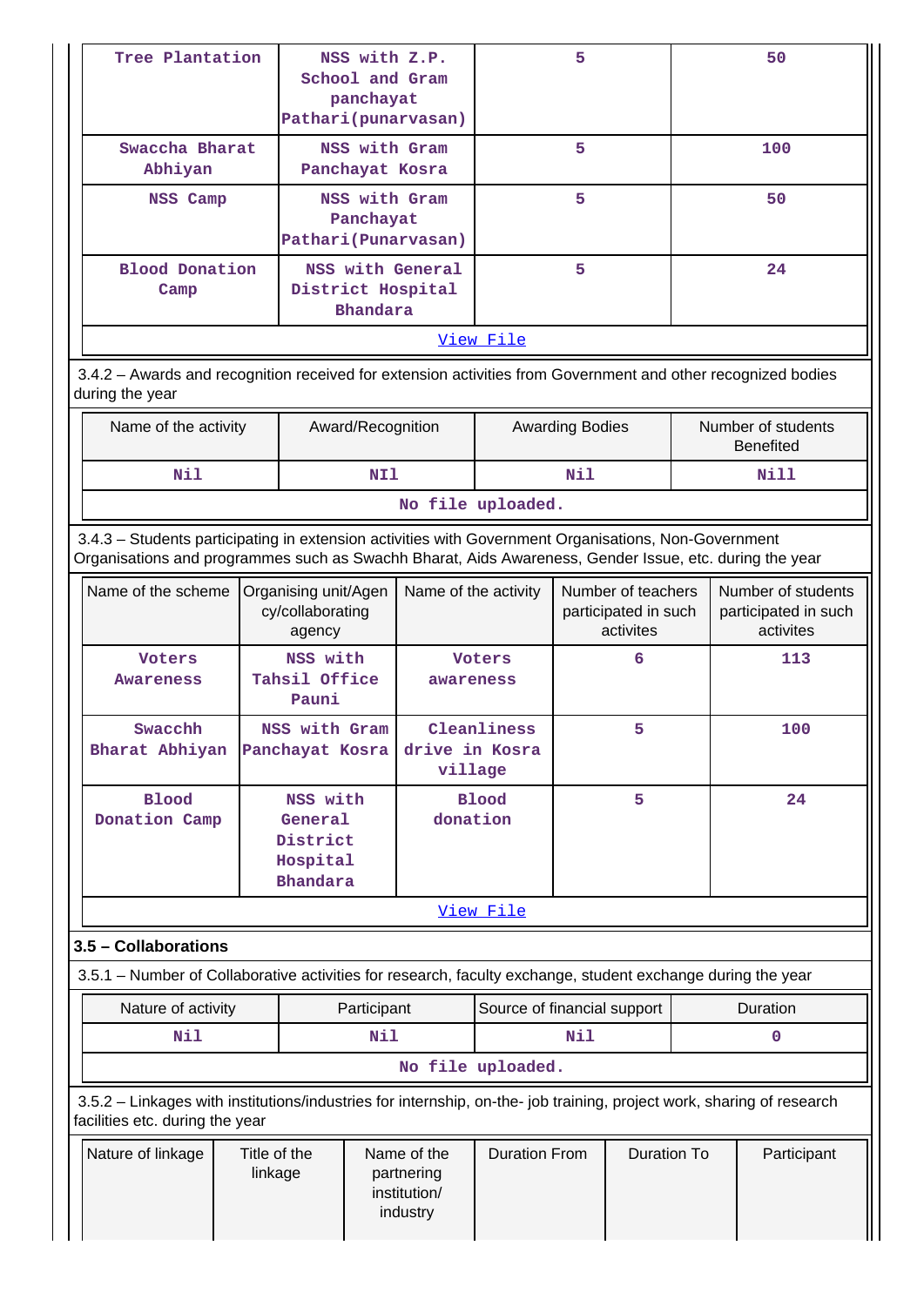| Tree Plantation | NSS with Z.P. School and Gram panchayat Pathari(punarvasan) | 5 | 50 |
|---|---|---|---|
| Swaccha Bharat Abhiyan | NSS with Gram Panchayat Kosra | 5 | 100 |
| NSS Camp | NSS with Gram Panchayat Pathari(Punarvasan) | 5 | 50 |
| Blood Donation Camp | NSS with General District Hospital Bhandara | 5 | 24 |
| View File | | | |

3.4.2 – Awards and recognition received for extension activities from Government and other recognized bodies during the year

| Name of the activity | Award/Recognition | Awarding Bodies | Number of students Benefited |
|---|---|---|---|
| Nil | NIl | Nil | Nill |
| No file uploaded. | | | |

3.4.3 – Students participating in extension activities with Government Organisations, Non-Government Organisations and programmes such as Swachh Bharat, Aids Awareness, Gender Issue, etc. during the year

| Name of the scheme | Organising unit/Agency/collaborating agency | Name of the activity | Number of teachers participated in such activites | Number of students participated in such activites |
|---|---|---|---|---|
| Voters Awareness | NSS with Tahsil Office Pauni | Voters awareness | 6 | 113 |
| Swacchh Bharat Abhiyan | NSS with Gram Panchayat Kosra | Cleanliness drive in Kosra village | 5 | 100 |
| Blood Donation Camp | NSS with General District Hospital Bhandara | Blood donation | 5 | 24 |
| View File | | | | |

## 3.5 – Collaborations

3.5.1 – Number of Collaborative activities for research, faculty exchange, student exchange during the year

| Nature of activity | Participant | Source of financial support | Duration |
|---|---|---|---|
| Nil | Nil | Nil | 0 |
| No file uploaded. | | | |

3.5.2 – Linkages with institutions/industries for internship, on-the- job training, project work, sharing of research facilities etc. during the year

| Nature of linkage | Title of the linkage | Name of the partnering institution/ industry | Duration From | Duration To | Participant |
|---|---|---|---|---|---|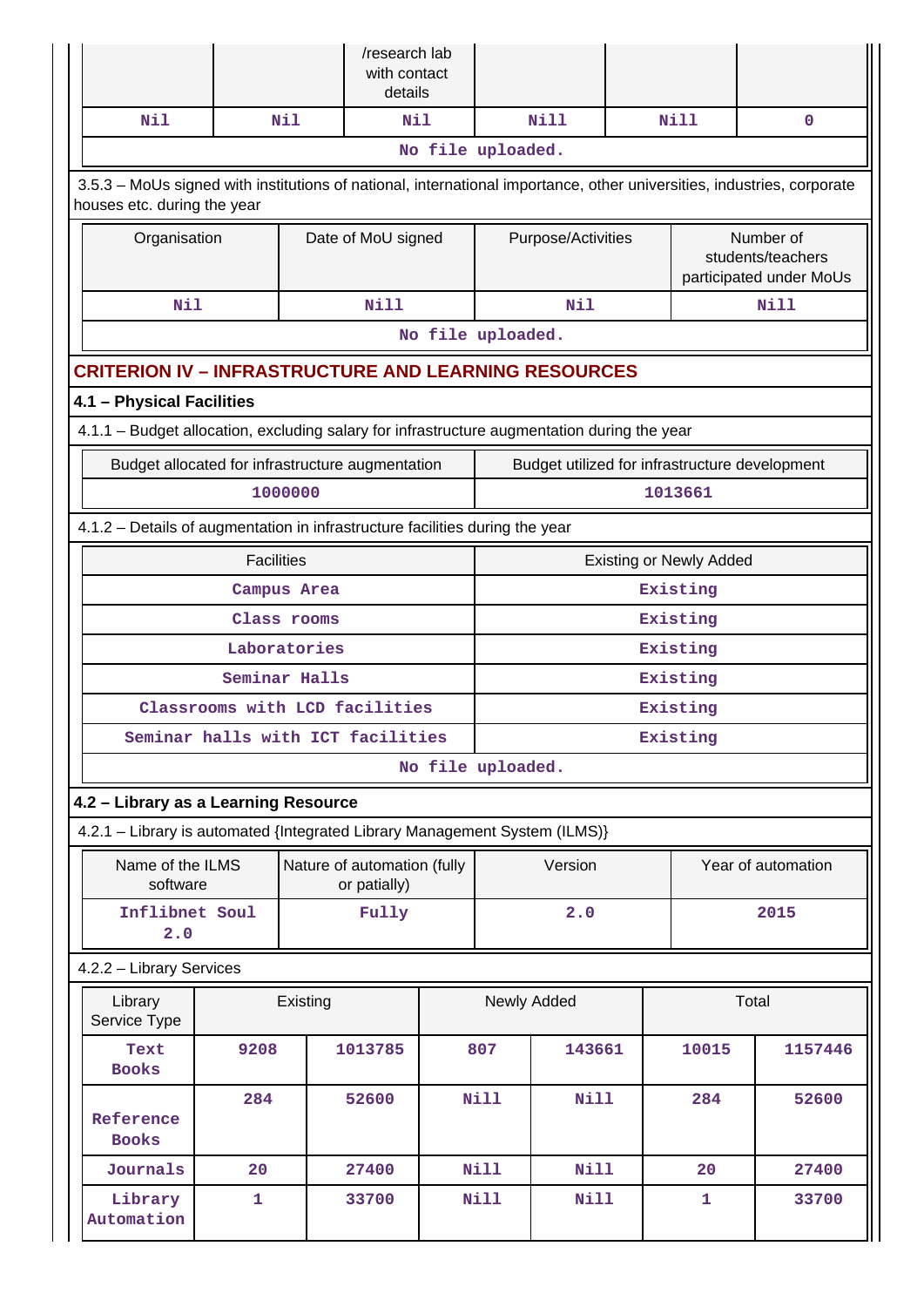| | | /research lab with contact details | | | |
|---|---|---|---|---|---|
| Nil | Nil | Nil | Nill | Nill | 0 |
| No file uploaded. | | | | | |

3.5.3 – MoUs signed with institutions of national, international importance, other universities, industries, corporate houses etc. during the year

| Organisation | Date of MoU signed | Purpose/Activities | Number of students/teachers participated under MoUs |
|---|---|---|---|
| Nil | Nill | Nil | Nill |
| No file uploaded. | | | |

## CRITERION IV – INFRASTRUCTURE AND LEARNING RESOURCES

### 4.1 – Physical Facilities

4.1.1 – Budget allocation, excluding salary for infrastructure augmentation during the year

| Budget allocated for infrastructure augmentation | Budget utilized for infrastructure development |
|---|---|
| 1000000 | 1013661 |

4.1.2 – Details of augmentation in infrastructure facilities during the year

| Facilities | Existing or Newly Added |
|---|---|
| Campus Area | Existing |
| Class rooms | Existing |
| Laboratories | Existing |
| Seminar Halls | Existing |
| Classrooms with LCD facilities | Existing |
| Seminar halls with ICT facilities | Existing |
| No file uploaded. | |

### 4.2 – Library as a Learning Resource

4.2.1 – Library is automated {Integrated Library Management System (ILMS)}

| Name of the ILMS software | Nature of automation (fully or patially) | Version | Year of automation |
|---|---|---|---|
| Inflibnet Soul 2.0 | Fully | 2.0 | 2015 |

4.2.2 – Library Services

| Library Service Type | Existing | | Newly Added | | Total | |
|---|---|---|---|---|---|---|
| Text Books | 9208 | 1013785 | 807 | 143661 | 10015 | 1157446 |
| Reference Books | 284 | 52600 | Nill | Nill | 284 | 52600 |
| Journals | 20 | 27400 | Nill | Nill | 20 | 27400 |
| Library Automation | 1 | 33700 | Nill | Nill | 1 | 33700 |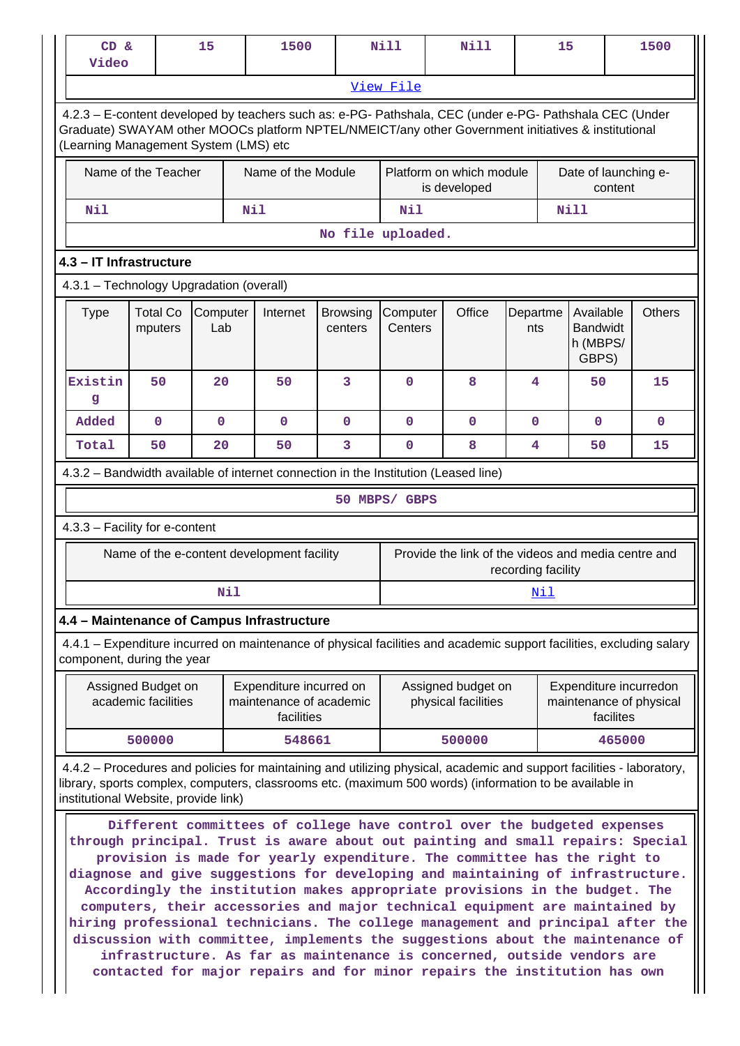| CD & Video | 15 | 1500 | Nill | Nill | 15 | 1500 |
|---|---|---|---|---|---|---|

[View File](#)

4.2.3 – E-content developed by teachers such as: e-PG- Pathshala, CEC (under e-PG- Pathshala CEC (Under Graduate) SWAYAM other MOOCs platform NPTEL/NMEICT/any other Government initiatives & institutional (Learning Management System (LMS) etc

| Name of the Teacher | Name of the Module | Platform on which module is developed | Date of launching e-content |
|---|---|---|---|
| Nil | Nil | Nil | Nill |

No file uploaded.

### 4.3 – IT Infrastructure

4.3.1 – Technology Upgradation (overall)

| Type | Total Computers | Computer Lab | Internet | Browsing centers | Computer Centers | Office | Departments | Available Bandwidth (MBPS/ GBPS) | Others |
|---|---|---|---|---|---|---|---|---|---|
| Existing | 50 | 20 | 50 | 3 | 0 | 8 | 4 | 50 | 15 |
| Added | 0 | 0 | 0 | 0 | 0 | 0 | 0 | 0 | 0 |
| Total | 50 | 20 | 50 | 3 | 0 | 8 | 4 | 50 | 15 |

4.3.2 – Bandwidth available of internet connection in the Institution (Leased line)

50 MBPS/ GBPS

4.3.3 – Facility for e-content

| Name of the e-content development facility | Provide the link of the videos and media centre and recording facility |
|---|---|
| Nil | [Nil](#) |

### 4.4 – Maintenance of Campus Infrastructure

4.4.1 – Expenditure incurred on maintenance of physical facilities and academic support facilities, excluding salary component, during the year

| Assigned Budget on academic facilities | Expenditure incurred on maintenance of academic facilities | Assigned budget on physical facilities | Expenditure incurredon maintenance of physical facilites |
|---|---|---|---|
| 500000 | 548661 | 500000 | 465000 |

4.4.2 – Procedures and policies for maintaining and utilizing physical, academic and support facilities - laboratory, library, sports complex, computers, classrooms etc. (maximum 500 words) (information to be available in institutional Website, provide link)

Different committees of college have control over the budgeted expenses through principal. Trust is aware about out painting and small repairs: Special provision is made for yearly expenditure. The committee has the right to diagnose and give suggestions for developing and maintaining of infrastructure. Accordingly the institution makes appropriate provisions in the budget. The computers, their accessories and major technical equipment are maintained by hiring professional technicians. The college management and principal after the discussion with committee, implements the suggestions about the maintenance of infrastructure. As far as maintenance is concerned, outside vendors are contacted for major repairs and for minor repairs the institution has own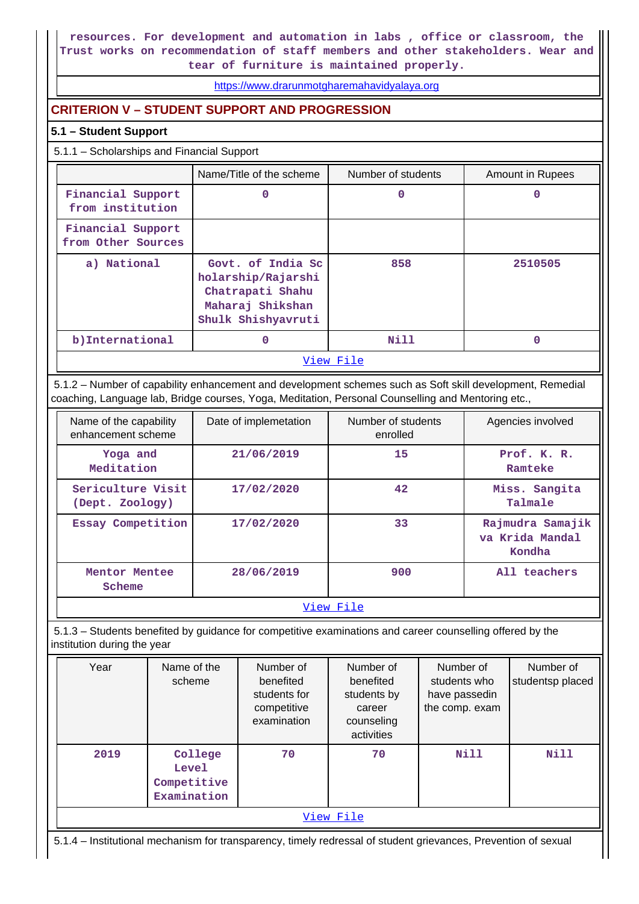resources. For development and automation in labs , office or classroom, the Trust works on recommendation of staff members and other stakeholders. Wear and tear of furniture is maintained properly.

https://www.drarunmotgharemahavidyalaya.org

## CRITERION V – STUDENT SUPPORT AND PROGRESSION

### 5.1 – Student Support

5.1.1 – Scholarships and Financial Support

| | Name/Title of the scheme | Number of students | Amount in Rupees |
|---|---|---|---|
| Financial Support from institution | 0 | 0 | 0 |
| Financial Support from Other Sources | | | |
| a) National | Govt. of India Scholarship/Rajarshi Chatrapati Shahu Maharaj Shikshan Shulk Shishyavruti | 858 | 2510505 |
| b)International | 0 | Nill | 0 |

View File

5.1.2 – Number of capability enhancement and development schemes such as Soft skill development, Remedial coaching, Language lab, Bridge courses, Yoga, Meditation, Personal Counselling and Mentoring etc.,

| Name of the capability enhancement scheme | Date of implemetation | Number of students enrolled | Agencies involved |
|---|---|---|---|
| Yoga and Meditation | 21/06/2019 | 15 | Prof. K. R. Ramteke |
| Sericulture Visit (Dept. Zoology) | 17/02/2020 | 42 | Miss. Sangita Talmale |
| Essay Competition | 17/02/2020 | 33 | Rajmudra Samajik va Krida Mandal Kondha |
| Mentor Mentee Scheme | 28/06/2019 | 900 | All teachers |

View File

5.1.3 – Students benefited by guidance for competitive examinations and career counselling offered by the institution during the year

| Year | Name of the scheme | Number of benefited students for competitive examination | Number of benefited students by career counseling activities | Number of students who have passedin the comp. exam | Number of studentsp placed |
|---|---|---|---|---|---|
| 2019 | College Level Competitive Examination | 70 | 70 | Nill | Nill |

View File

5.1.4 – Institutional mechanism for transparency, timely redressal of student grievances, Prevention of sexual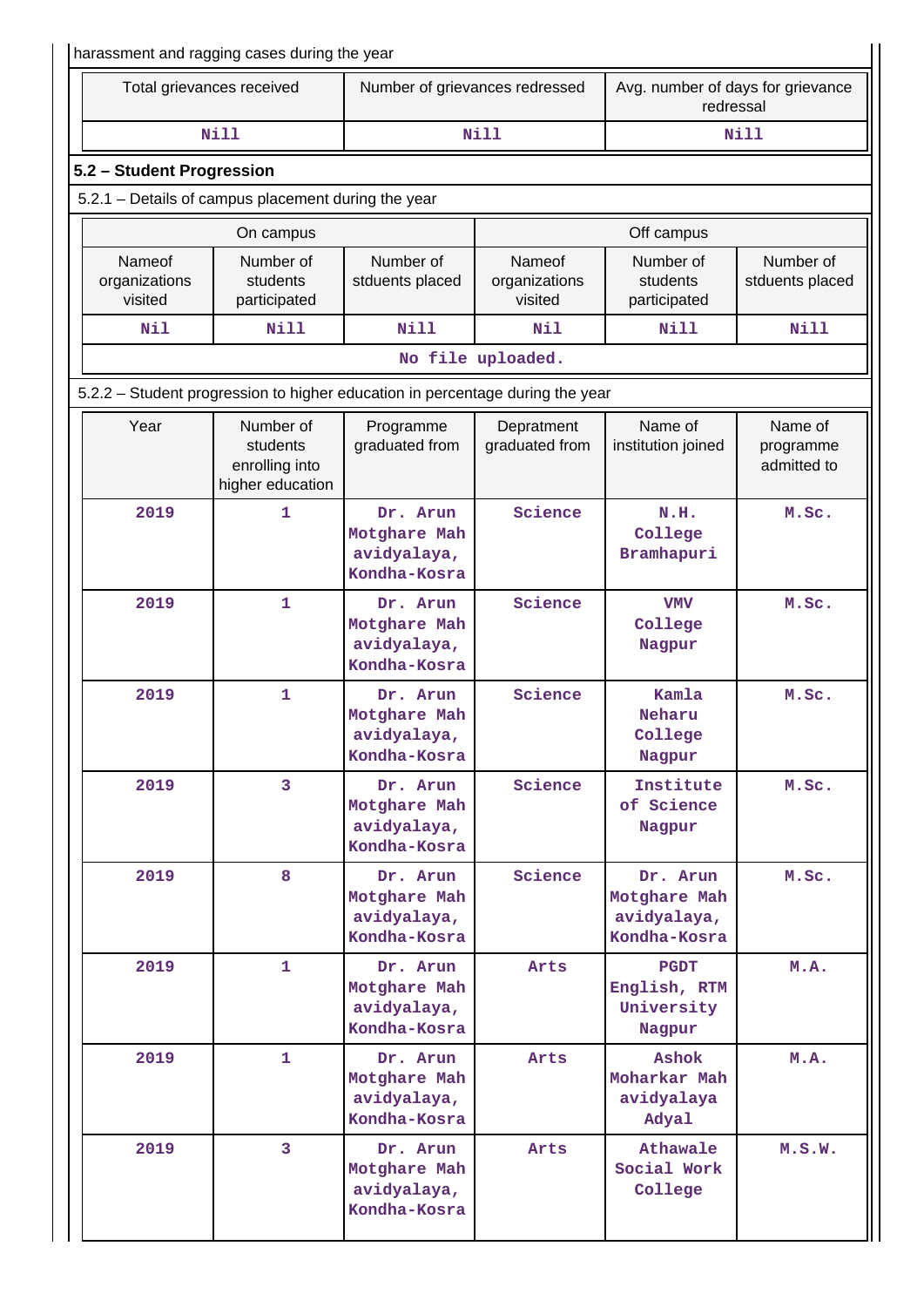harassment and ragging cases during the year

| Total grievances received | Number of grievances redressed | Avg. number of days for grievance redressal |
|---|---|---|
| Nill | Nill | Nill |

### 5.2 – Student Progression

5.2.1 – Details of campus placement during the year

| On campus | | | Off campus | | |
|---|---|---|---|---|---|
| Nameof organizations visited | Number of students participated | Number of stduents placed | Nameof organizations visited | Number of students participated | Number of stduents placed |
| Nil | Nill | Nill | Nil | Nill | Nill |
| No file uploaded. | | | | | |

5.2.2 – Student progression to higher education in percentage during the year

| Year | Number of students enrolling into higher education | Programme graduated from | Depratment graduated from | Name of institution joined | Name of programme admitted to |
|---|---|---|---|---|---|
| 2019 | 1 | Dr. Arun Motghare Mahavidyalaya, Kondha-Kosra | Science | N.H. College Bramhapuri | M.Sc. |
| 2019 | 1 | Dr. Arun Motghare Mahavidyalaya, Kondha-Kosra | Science | VMV College Nagpur | M.Sc. |
| 2019 | 1 | Dr. Arun Motghare Mahavidyalaya, Kondha-Kosra | Science | Kamla Neharu College Nagpur | M.Sc. |
| 2019 | 3 | Dr. Arun Motghare Mahavidyalaya, Kondha-Kosra | Science | Institute of Science Nagpur | M.Sc. |
| 2019 | 8 | Dr. Arun Motghare Mahavidyalaya, Kondha-Kosra | Science | Dr. Arun Motghare Mahavidyalaya, Kondha-Kosra | M.Sc. |
| 2019 | 1 | Dr. Arun Motghare Mahavidyalaya, Kondha-Kosra | Arts | PGDT English, RTM University Nagpur | M.A. |
| 2019 | 1 | Dr. Arun Motghare Mahavidyalaya, Kondha-Kosra | Arts | Ashok Moharkar Mahavidyalaya Adyal | M.A. |
| 2019 | 3 | Dr. Arun Motghare Mahavidyalaya, Kondha-Kosra | Arts | Athawale Social Work College | M.S.W. |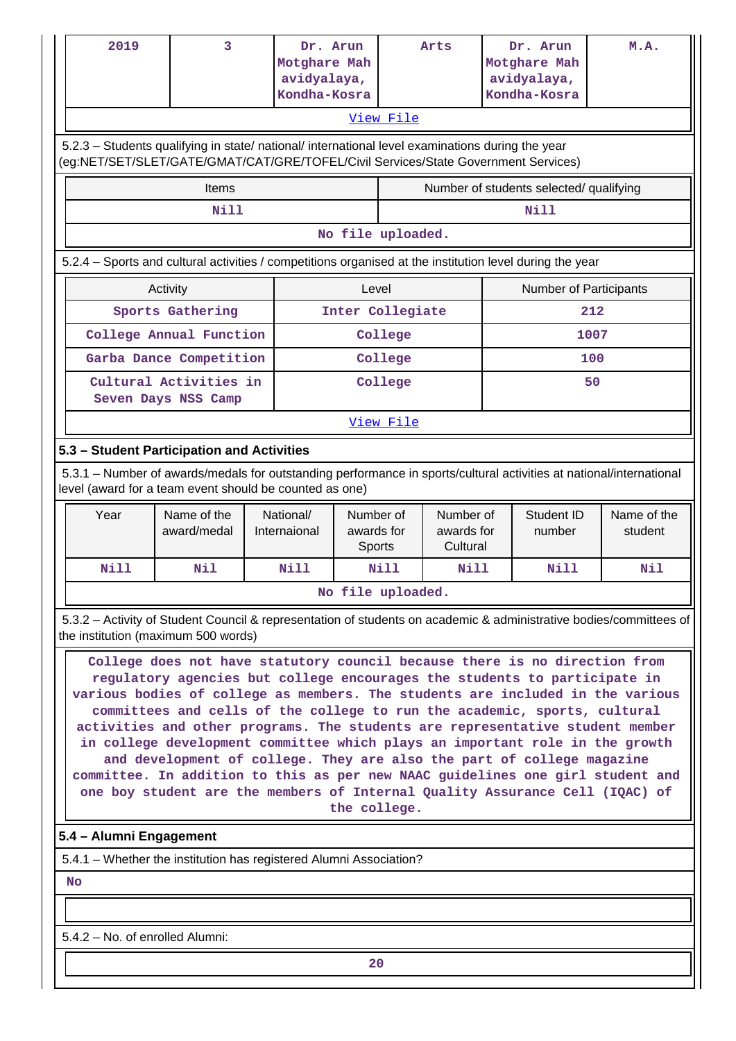| 2019 | 3 | Dr. Arun Motghare Mahavidyalaya, Kondha-Kosra | Arts | Dr. Arun Motghare Mahavidyalaya, Kondha-Kosra | M.A. |
|---|---|---|---|---|---|

View File

5.2.3 – Students qualifying in state/ national/ international level examinations during the year (eg:NET/SET/SLET/GATE/GMAT/CAT/GRE/TOFEL/Civil Services/State Government Services)

| Items | Number of students selected/ qualifying |
|---|---|
| Nill | Nill |

No file uploaded.

5.2.4 – Sports and cultural activities / competitions organised at the institution level during the year

| Activity | Level | Number of Participants |
|---|---|---|
| Sports Gathering | Inter Collegiate | 212 |
| College Annual Function | College | 1007 |
| Garba Dance Competition | College | 100 |
| Cultural Activities in Seven Days NSS Camp | College | 50 |

View File

### 5.3 – Student Participation and Activities

5.3.1 – Number of awards/medals for outstanding performance in sports/cultural activities at national/international level (award for a team event should be counted as one)

| Year | Name of the award/medal | National/ Internaional | Number of awards for Sports | Number of awards for Cultural | Student ID number | Name of the student |
|---|---|---|---|---|---|---|
| Nill | Nil | Nill | Nill | Nill | Nill | Nil |

No file uploaded.

5.3.2 – Activity of Student Council & representation of students on academic & administrative bodies/committees of the institution (maximum 500 words)

College does not have statutory council because there is no direction from regulatory agencies but college encourages the students to participate in various bodies of college as members. The students are included in the various committees and cells of the college to run the academic, sports, cultural activities and other programs. The students are representative student member in college development committee which plays an important role in the growth and development of college. They are also the part of college magazine committee. In addition to this as per new NAAC guidelines one girl student and one boy student are the members of Internal Quality Assurance Cell (IQAC) of the college.

### 5.4 – Alumni Engagement

5.4.1 – Whether the institution has registered Alumni Association?

**No**

5.4.2 – No. of enrolled Alumni:

20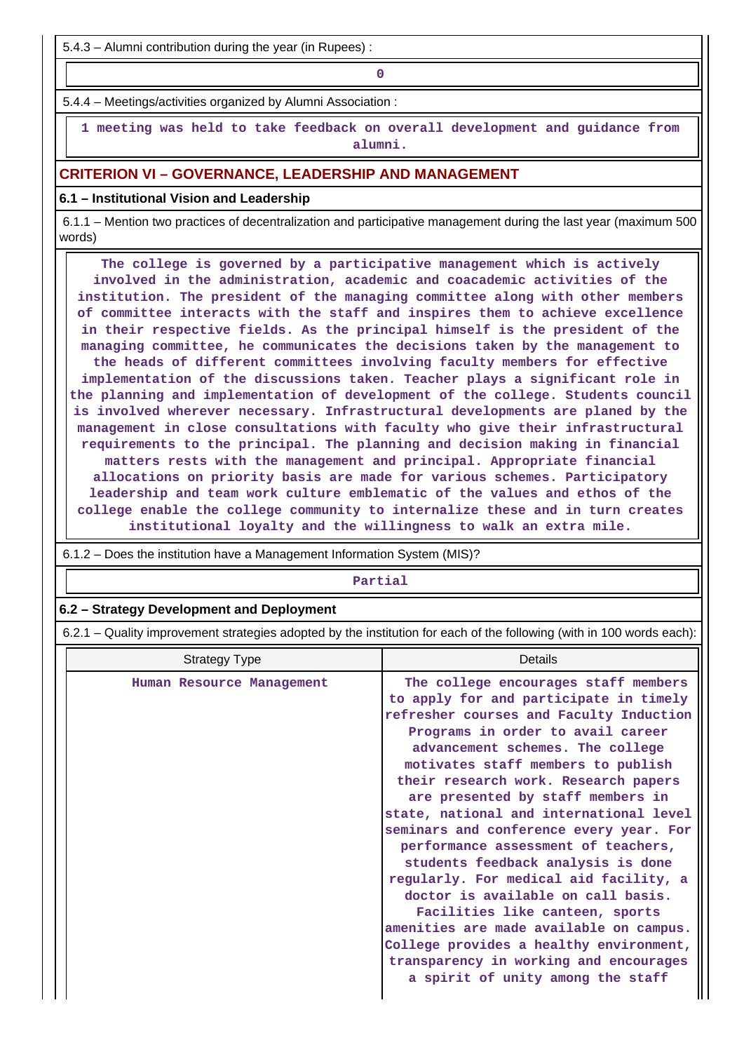5.4.3 – Alumni contribution during the year (in Rupees) :

0

5.4.4 – Meetings/activities organized by Alumni Association :

1 meeting was held to take feedback on overall development and guidance from alumni.

## CRITERION VI – GOVERNANCE, LEADERSHIP AND MANAGEMENT

### 6.1 – Institutional Vision and Leadership

6.1.1 – Mention two practices of decentralization and participative management during the last year (maximum 500 words)

The college is governed by a participative management which is actively involved in the administration, academic and coacademic activities of the institution. The president of the managing committee along with other members of committee interacts with the staff and inspires them to achieve excellence in their respective fields. As the principal himself is the president of the managing committee, he communicates the decisions taken by the management to the heads of different committees involving faculty members for effective implementation of the discussions taken. Teacher plays a significant role in the planning and implementation of development of the college. Students council is involved wherever necessary. Infrastructural developments are planed by the management in close consultations with faculty who give their infrastructural requirements to the principal. The planning and decision making in financial matters rests with the management and principal. Appropriate financial allocations on priority basis are made for various schemes. Participatory leadership and team work culture emblematic of the values and ethos of the college enable the college community to internalize these and in turn creates institutional loyalty and the willingness to walk an extra mile.

6.1.2 – Does the institution have a Management Information System (MIS)?

Partial

### 6.2 – Strategy Development and Deployment

6.2.1 – Quality improvement strategies adopted by the institution for each of the following (with in 100 words each):

| Strategy Type | Details |
|---|---|
| Human Resource Management | The college encourages staff members to apply for and participate in timely refresher courses and Faculty Induction Programs in order to avail career advancement schemes. The college motivates staff members to publish their research work. Research papers are presented by staff members in state, national and international level seminars and conference every year. For performance assessment of teachers, students feedback analysis is done regularly. For medical aid facility, a doctor is available on call basis. Facilities like canteen, sports amenities are made available on campus. College provides a healthy environment, transparency in working and encourages a spirit of unity among the staff |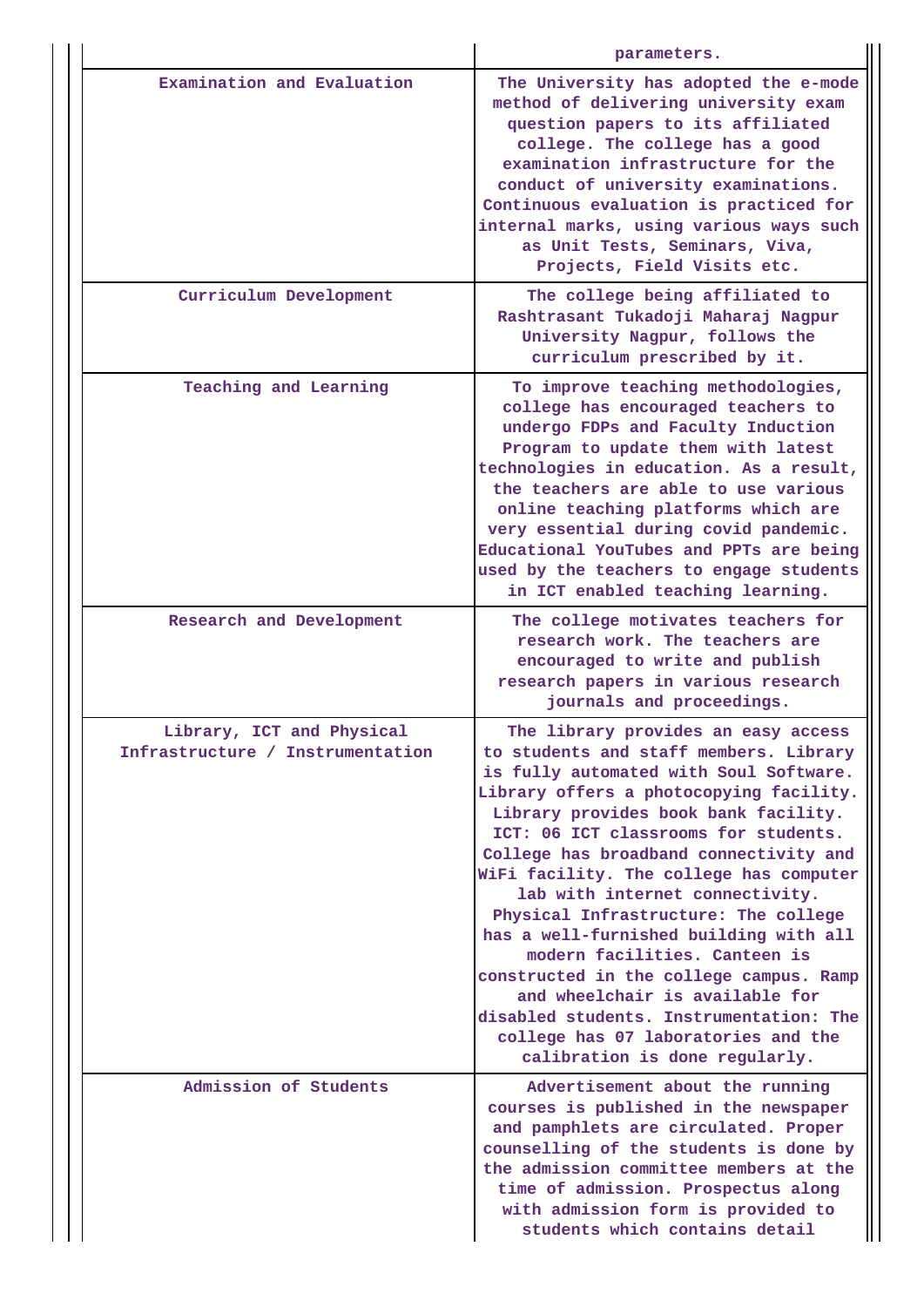| | |
|---|---|
| | parameters. |
| Examination and Evaluation | The University has adopted the e-mode method of delivering university exam question papers to its affiliated college. The college has a good examination infrastructure for the conduct of university examinations. Continuous evaluation is practiced for internal marks, using various ways such as Unit Tests, Seminars, Viva, Projects, Field Visits etc. |
| Curriculum Development | The college being affiliated to Rashtrasant Tukadoji Maharaj Nagpur University Nagpur, follows the curriculum prescribed by it. |
| Teaching and Learning | To improve teaching methodologies, college has encouraged teachers to undergo FDPs and Faculty Induction Program to update them with latest technologies in education. As a result, the teachers are able to use various online teaching platforms which are very essential during covid pandemic. Educational YouTubes and PPTs are being used by the teachers to engage students in ICT enabled teaching learning. |
| Research and Development | The college motivates teachers for research work. The teachers are encouraged to write and publish research papers in various research journals and proceedings. |
| Library, ICT and Physical Infrastructure / Instrumentation | The library provides an easy access to students and staff members. Library is fully automated with Soul Software. Library offers a photocopying facility. Library provides book bank facility. ICT: 06 ICT classrooms for students. College has broadband connectivity and WiFi facility. The college has computer lab with internet connectivity. Physical Infrastructure: The college has a well-furnished building with all modern facilities. Canteen is constructed in the college campus. Ramp and wheelchair is available for disabled students. Instrumentation: The college has 07 laboratories and the calibration is done regularly. |
| Admission of Students | Advertisement about the running courses is published in the newspaper and pamphlets are circulated. Proper counselling of the students is done by the admission committee members at the time of admission. Prospectus along with admission form is provided to students which contains detail |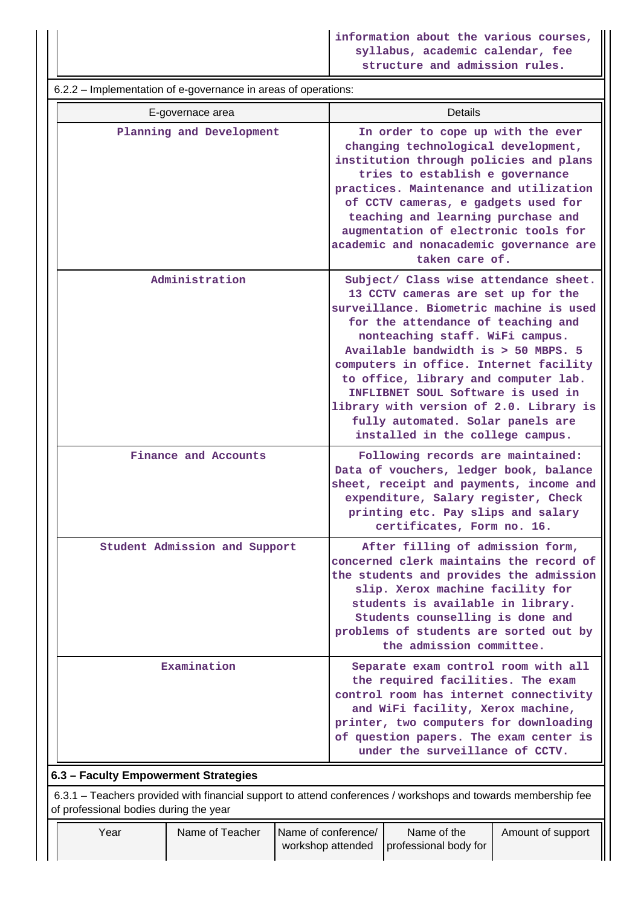| | information about the various courses, syllabus, academic calendar, fee structure and admission rules. |
|---|---|

6.2.2 – Implementation of e-governance in areas of operations:

| E-governace area | Details |
|---|---|
| Planning and Development | In order to cope up with the ever changing technological development, institution through policies and plans tries to establish e governance practices. Maintenance and utilization of CCTV cameras, e gadgets used for teaching and learning purchase and augmentation of electronic tools for academic and nonacademic governance are taken care of. |
| Administration | Subject/ Class wise attendance sheet. 13 CCTV cameras are set up for the surveillance. Biometric machine is used for the attendance of teaching and nonteaching staff. WiFi campus. Available bandwidth is > 50 MBPS. 5 computers in office. Internet facility to office, library and computer lab. INFLIBNET SOUL Software is used in library with version of 2.0. Library is fully automated. Solar panels are installed in the college campus. |
| Finance and Accounts | Following records are maintained: Data of vouchers, ledger book, balance sheet, receipt and payments, income and expenditure, Salary register, Check printing etc. Pay slips and salary certificates, Form no. 16. |
| Student Admission and Support | After filling of admission form, concerned clerk maintains the record of the students and provides the admission slip. Xerox machine facility for students is available in library. Students counselling is done and problems of students are sorted out by the admission committee. |
| Examination | Separate exam control room with all the required facilities. The exam control room has internet connectivity and WiFi facility, Xerox machine, printer, two computers for downloading of question papers. The exam center is under the surveillance of CCTV. |

**6.3 – Faculty Empowerment Strategies**

6.3.1 – Teachers provided with financial support to attend conferences / workshops and towards membership fee of professional bodies during the year

| Year | Name of Teacher | Name of conference/ workshop attended | Name of the professional body for | Amount of support |
|---|---|---|---|---|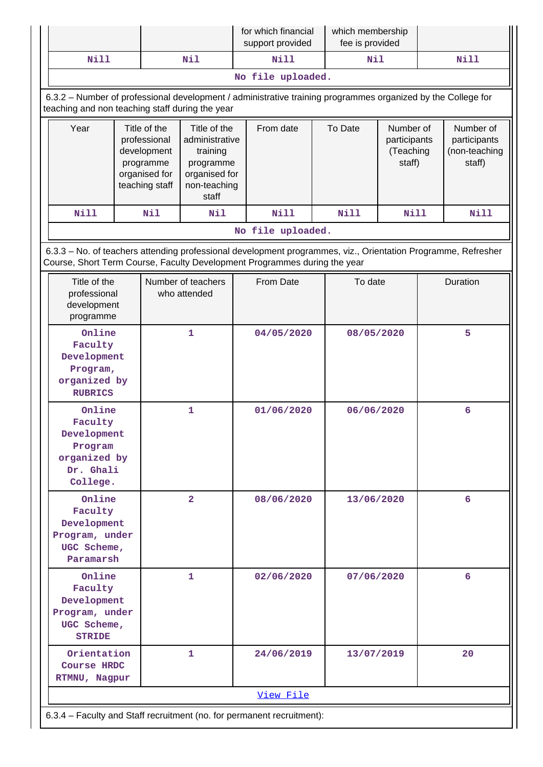| | | for which financial support provided | which membership fee is provided | |
|---|---|---|---|---|
| Nill | Nil | Nill | Nil | Nill |

No file uploaded.

6.3.2 – Number of professional development / administrative training programmes organized by the College for teaching and non teaching staff during the year

| Year | Title of the professional development programme organised for teaching staff | Title of the administrative training programme organised for non-teaching staff | From date | To Date | Number of participants (Teaching staff) | Number of participants (non-teaching staff) |
|---|---|---|---|---|---|---|
| Nill | Nil | Nil | Nill | Nill | Nill | Nill |

No file uploaded.

6.3.3 – No. of teachers attending professional development programmes, viz., Orientation Programme, Refresher Course, Short Term Course, Faculty Development Programmes during the year

| Title of the professional development programme | Number of teachers who attended | From Date | To date | Duration |
|---|---|---|---|---|
| Online Faculty Development Program, organized by RUBRICS | 1 | 04/05/2020 | 08/05/2020 | 5 |
| Online Faculty Development Program organized by Dr. Ghali College. | 1 | 01/06/2020 | 06/06/2020 | 6 |
| Online Faculty Development Program, under UGC Scheme, Paramarsh | 2 | 08/06/2020 | 13/06/2020 | 6 |
| Online Faculty Development Program, under UGC Scheme, STRIDE | 1 | 02/06/2020 | 07/06/2020 | 6 |
| Orientation Course HRDC RTMNU, Nagpur | 1 | 24/06/2019 | 13/07/2019 | 20 |

View File

6.3.4 – Faculty and Staff recruitment (no. for permanent recruitment):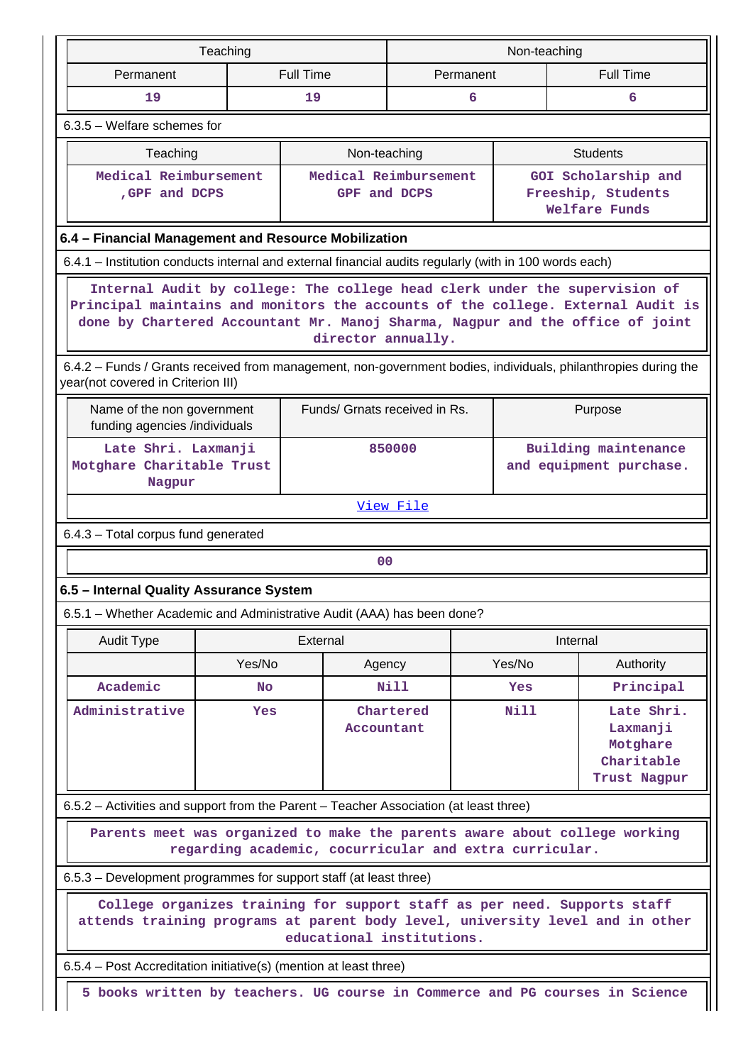| Teaching | | Non-teaching | |
|---|---|---|---|
| Permanent | Full Time | Permanent | Full Time |
| 19 | 19 | 6 | 6 |

6.3.5 – Welfare schemes for

| Teaching | Non-teaching | Students |
|---|---|---|
| Medical Reimbursement ,GPF and DCPS | Medical Reimbursement GPF and DCPS | GOI Scholarship and Freeship, Students Welfare Funds |

### 6.4 – Financial Management and Resource Mobilization

6.4.1 – Institution conducts internal and external financial audits regularly (with in 100 words each)

Internal Audit by college: The college head clerk under the supervision of Principal maintains and monitors the accounts of the college. External Audit is done by Chartered Accountant Mr. Manoj Sharma, Nagpur and the office of joint director annually.

6.4.2 – Funds / Grants received from management, non-government bodies, individuals, philanthropies during the year(not covered in Criterion III)

| Name of the non government funding agencies /individuals | Funds/ Grnats received in Rs. | Purpose |
|---|---|---|
| Late Shri. Laxmanji Motghare Charitable Trust Nagpur | 850000 | Building maintenance and equipment purchase. |
| | View File | |

6.4.3 – Total corpus fund generated

00

### 6.5 – Internal Quality Assurance System

6.5.1 – Whether Academic and Administrative Audit (AAA) has been done?

| Audit Type | External | | Internal | |
|---|---|---|---|---|
| | Yes/No | Agency | Yes/No | Authority |
| Academic | No | Nill | Yes | Principal |
| Administrative | Yes | Chartered Accountant | Nill | Late Shri. Laxmanji Motghare Charitable Trust Nagpur |

6.5.2 – Activities and support from the Parent – Teacher Association (at least three)

Parents meet was organized to make the parents aware about college working regarding academic, cocurricular and extra curricular.

6.5.3 – Development programmes for support staff (at least three)

College organizes training for support staff as per need. Supports staff attends training programs at parent body level, university level and in other educational institutions.

6.5.4 – Post Accreditation initiative(s) (mention at least three)

5 books written by teachers. UG course in Commerce and PG courses in Science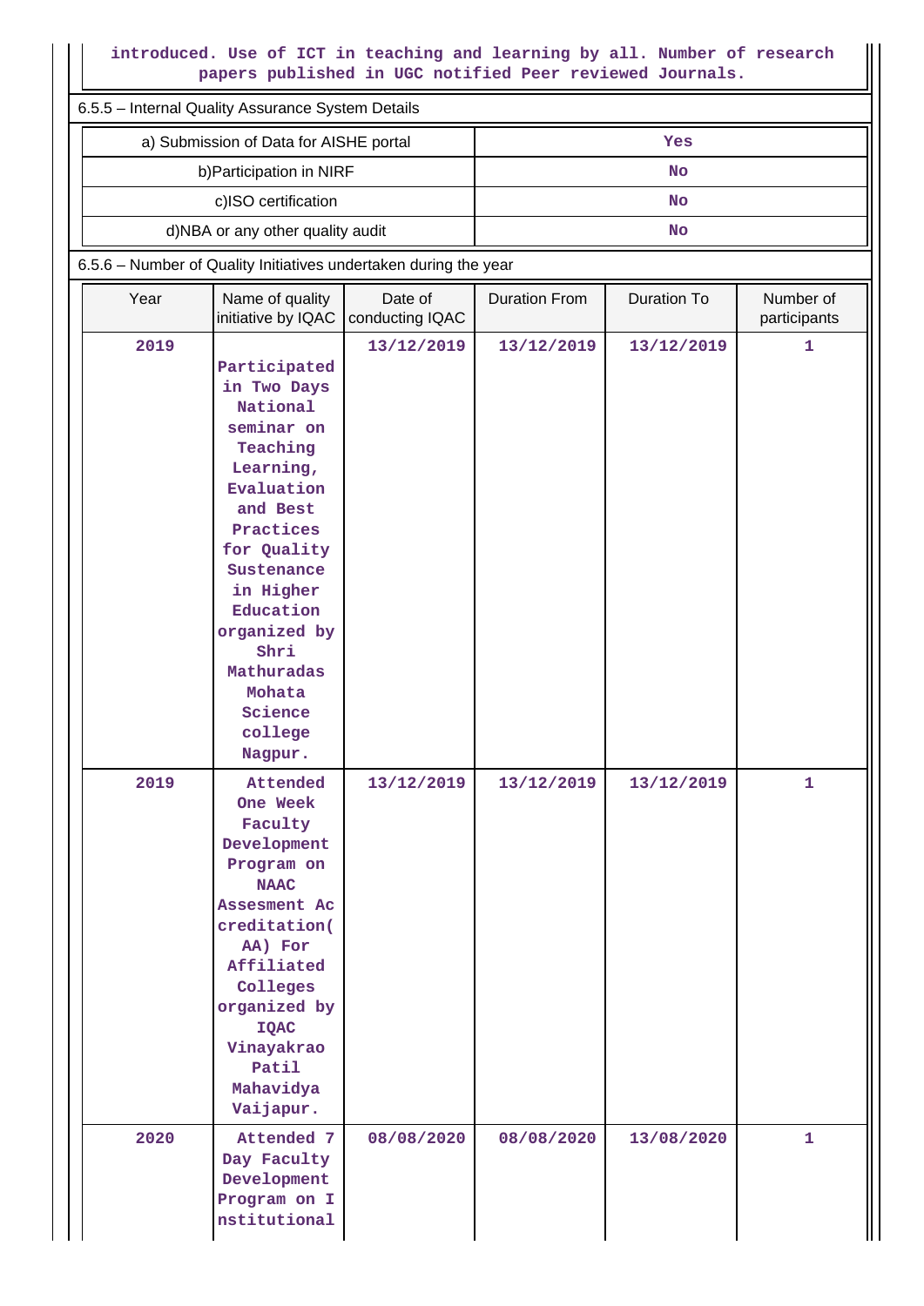introduced. Use of ICT in teaching and learning by all. Number of research papers published in UGC notified Peer reviewed Journals.

6.5.5 – Internal Quality Assurance System Details

| | |
|---|---|
| a) Submission of Data for AISHE portal | Yes |
| b)Participation in NIRF | No |
| c)ISO certification | No |
| d)NBA or any other quality audit | No |

6.5.6 – Number of Quality Initiatives undertaken during the year

| Year | Name of quality initiative by IQAC | Date of conducting IQAC | Duration From | Duration To | Number of participants |
|---|---|---|---|---|---|
| 2019 | Participated in Two Days National seminar on Teaching Learning, Evaluation and Best Practices for Quality Sustenance in Higher Education organized by Shri Mathuradas Mohata Science college Nagpur. | 13/12/2019 | 13/12/2019 | 13/12/2019 | 1 |
| 2019 | Attended One Week Faculty Development Program on NAAC Assesment Accreditation(AA) For Affiliated Colleges organized by IQAC Vinayakrao Patil Mahavidya Vaijapur. | 13/12/2019 | 13/12/2019 | 13/12/2019 | 1 |
| 2020 | Attended 7 Day Faculty Development Program on Institutional | 08/08/2020 | 08/08/2020 | 13/08/2020 | 1 |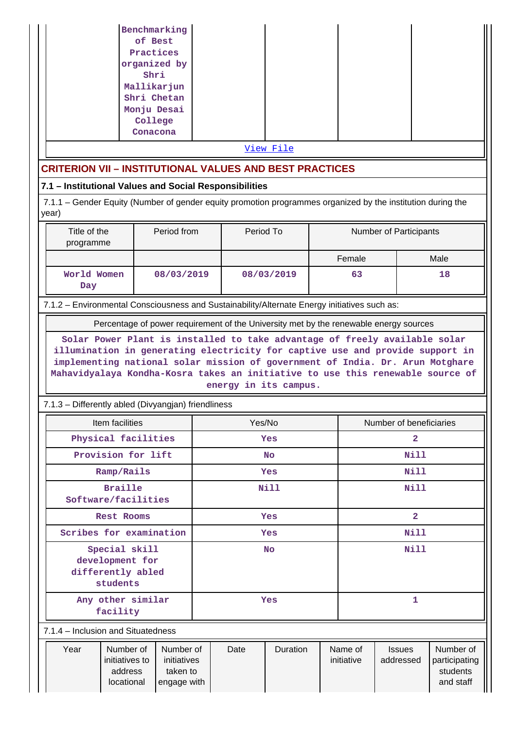| | Benchmarking of Best Practices organized by Shri Mallikarjun Shri Chetan Monju Desai College Conacona | | | | |
|---|---|---|---|---|---|

View File

## CRITERION VII – INSTITUTIONAL VALUES AND BEST PRACTICES

### 7.1 – Institutional Values and Social Responsibilities

7.1.1 – Gender Equity (Number of gender equity promotion programmes organized by the institution during the year)

| Title of the programme | Period from | Period To | Number of Participants | |
|---|---|---|---|---|
| | | | Female | Male |
| World Women Day | 08/03/2019 | 08/03/2019 | 63 | 18 |

7.1.2 – Environmental Consciousness and Sustainability/Alternate Energy initiatives such as:

| Percentage of power requirement of the University met by the renewable energy sources |
|---|
| Solar Power Plant is installed to take advantage of freely available solar illumination in generating electricity for captive use and provide support in implementing national solar mission of government of India. Dr. Arun Motghare Mahavidyalaya Kondha-Kosra takes an initiative to use this renewable source of energy in its campus. |

7.1.3 – Differently abled (Divyangjan) friendliness

| Item facilities | Yes/No | Number of beneficiaries |
|---|---|---|
| Physical facilities | Yes | 2 |
| Provision for lift | No | Nill |
| Ramp/Rails | Yes | Nill |
| Braille Software/facilities | Nill | Nill |
| Rest Rooms | Yes | 2 |
| Scribes for examination | Yes | Nill |
| Special skill development for differently abled students | No | Nill |
| Any other similar facility | Yes | 1 |

7.1.4 – Inclusion and Situatedness

| Year | Number of initiatives to address locational | Number of initiatives taken to engage with | Date | Duration | Name of initiative | Issues addressed | Number of participating students and staff |
|---|---|---|---|---|---|---|---|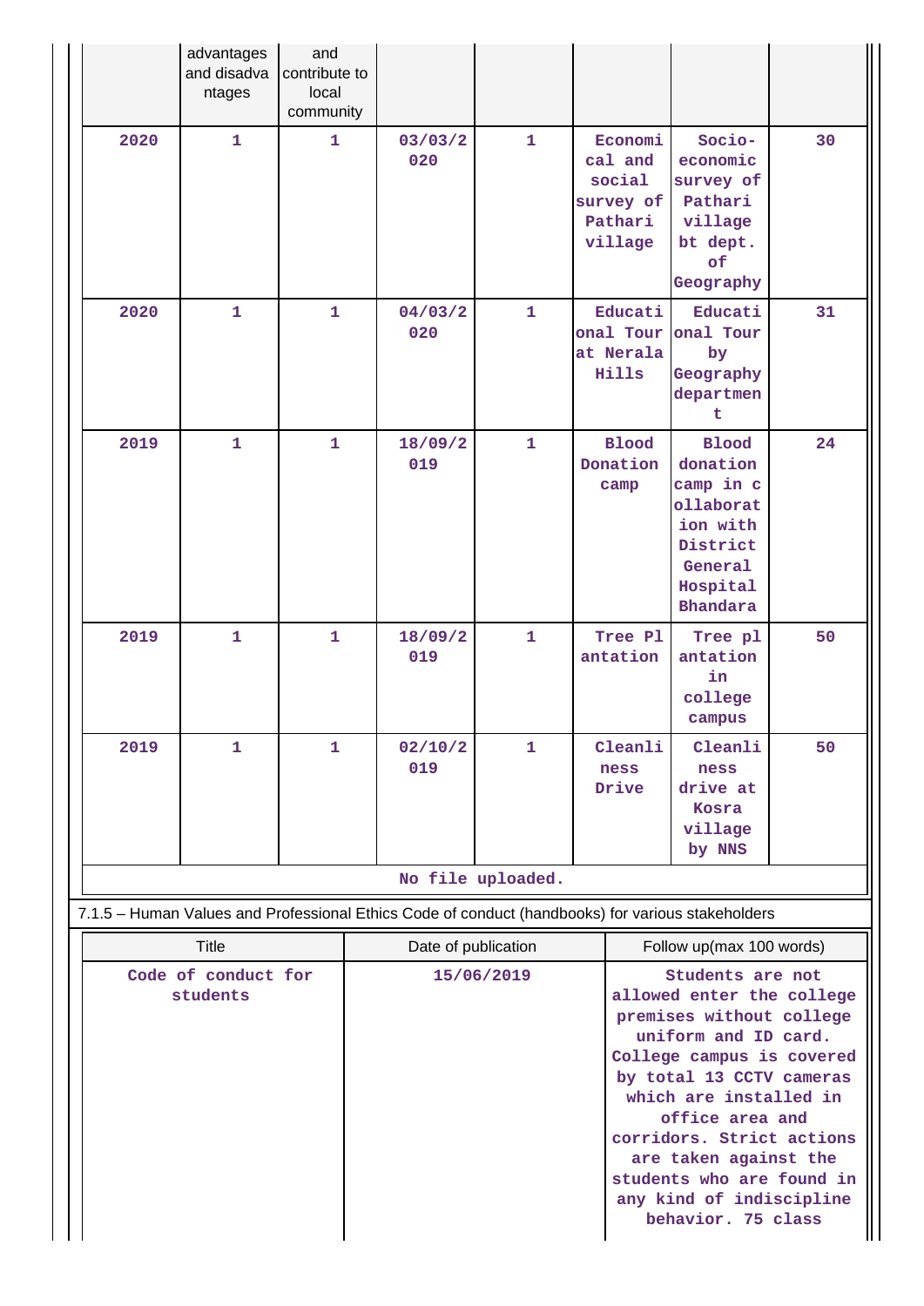| Year | Number of initiatives to address locational advantages and disadvantages | Number of initiatives taken to engage with and contribute to local community | Date | Duration | Name of initiative | Issues addressed | Number of participating students and staff |
|---|---|---|---|---|---|---|---|
| 2020 | 1 | 1 | 03/03/2020 | 1 | Economical and social survey of Pathari village | Socio-economic survey of Pathari village bt dept. of Geography | 30 |
| 2020 | 1 | 1 | 04/03/2020 | 1 | Educational Tour at Nerala Hills | Educational Tour by Geography department | 31 |
| 2019 | 1 | 1 | 18/09/2019 | 1 | Blood Donation camp | Blood donation camp in collaboration with District General Hospital Bhandara | 24 |
| 2019 | 1 | 1 | 18/09/2019 | 1 | Tree Plantation | Tree plantation in college campus | 50 |
| 2019 | 1 | 1 | 02/10/2019 | 1 | Cleanliness Drive | Cleanliness drive at Kosra village by NNS | 50 |

No file uploaded.

7.1.5 – Human Values and Professional Ethics Code of conduct (handbooks) for various stakeholders

| Title | Date of publication | Follow up(max 100 words) |
|---|---|---|
| Code of conduct for students | 15/06/2019 | Students are not allowed enter the college premises without college uniform and ID card. College campus is covered by total 13 CCTV cameras which are installed in office area and corridors. Strict actions are taken against the students who are found in any kind of indiscipline behavior. 75 class |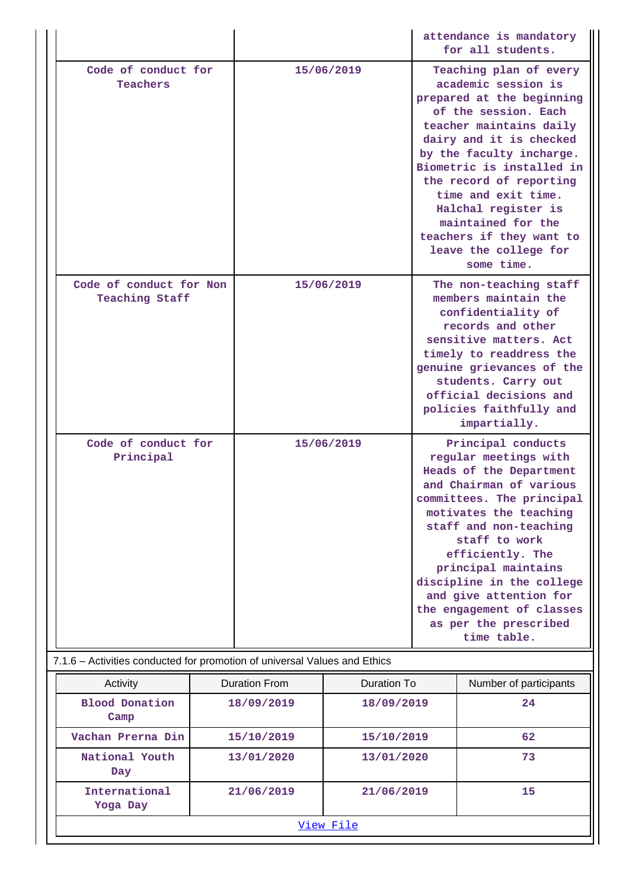| | | attendance is mandatory for all students. |
|---|---|---|
| Code of conduct for Teachers | 15/06/2019 | Teaching plan of every academic session is prepared at the beginning of the session. Each teacher maintains daily dairy and it is checked by the faculty incharge. Biometric is installed in the record of reporting time and exit time. Halchal register is maintained for the teachers if they want to leave the college for some time. |
| Code of conduct for Non Teaching Staff | 15/06/2019 | The non-teaching staff members maintain the confidentiality of records and other sensitive matters. Act timely to readdress the genuine grievances of the students. Carry out official decisions and policies faithfully and impartially. |
| Code of conduct for Principal | 15/06/2019 | Principal conducts regular meetings with Heads of the Department and Chairman of various committees. The principal motivates the teaching staff and non-teaching staff to work efficiently. The principal maintains discipline in the college and give attention for the engagement of classes as per the prescribed time table. |

7.1.6 – Activities conducted for promotion of universal Values and Ethics

| Activity | Duration From | Duration To | Number of participants |
|---|---|---|---|
| Blood Donation Camp | 18/09/2019 | 18/09/2019 | 24 |
| Vachan Prerna Din | 15/10/2019 | 15/10/2019 | 62 |
| National Youth Day | 13/01/2020 | 13/01/2020 | 73 |
| International Yoga Day | 21/06/2019 | 21/06/2019 | 15 |

View File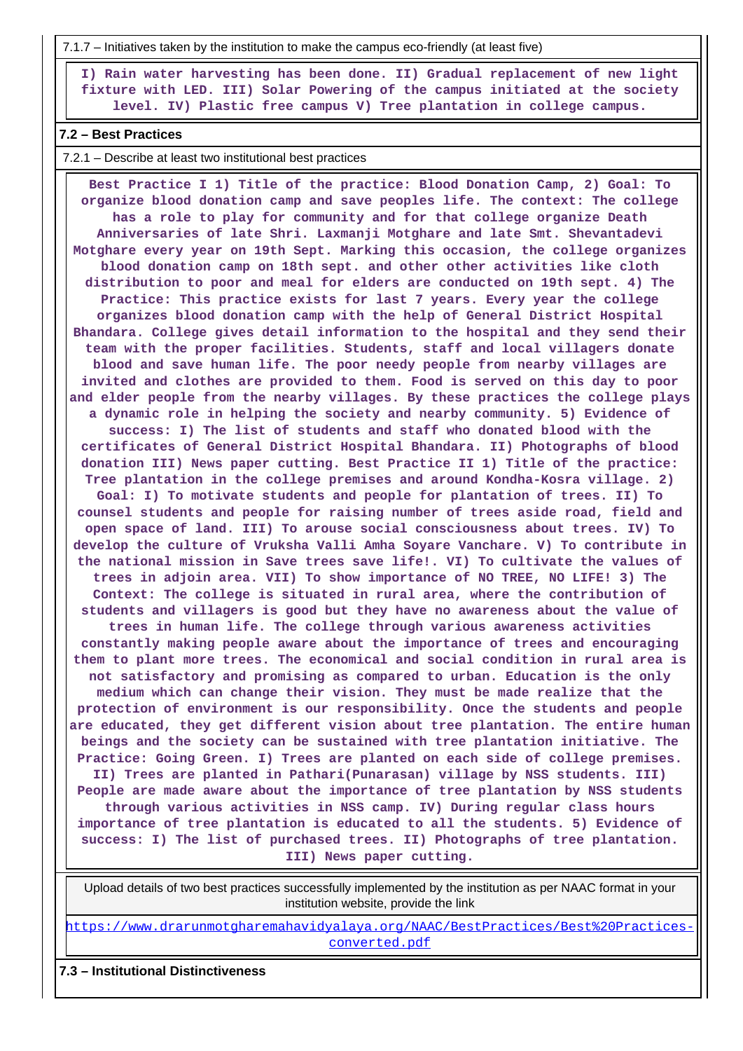7.1.7 – Initiatives taken by the institution to make the campus eco-friendly (at least five)

I) Rain water harvesting has been done. II) Gradual replacement of new light fixture with LED. III) Solar Powering of the campus initiated at the society level. IV) Plastic free campus V) Tree plantation in college campus.

**7.2 – Best Practices**

7.2.1 – Describe at least two institutional best practices

Best Practice I 1) Title of the practice: Blood Donation Camp, 2) Goal: To organize blood donation camp and save peoples life. The context: The college has a role to play for community and for that college organize Death Anniversaries of late Shri. Laxmanji Motghare and late Smt. Shevantadevi Motghare every year on 19th Sept. Marking this occasion, the college organizes blood donation camp on 18th sept. and other other activities like cloth distribution to poor and meal for elders are conducted on 19th sept. 4) The Practice: This practice exists for last 7 years. Every year the college organizes blood donation camp with the help of General District Hospital Bhandara. College gives detail information to the hospital and they send their team with the proper facilities. Students, staff and local villagers donate blood and save human life. The poor needy people from nearby villages are invited and clothes are provided to them. Food is served on this day to poor and elder people from the nearby villages. By these practices the college plays a dynamic role in helping the society and nearby community. 5) Evidence of success: I) The list of students and staff who donated blood with the certificates of General District Hospital Bhandara. II) Photographs of blood donation III) News paper cutting. Best Practice II 1) Title of the practice: Tree plantation in the college premises and around Kondha-Kosra village. 2) Goal: I) To motivate students and people for plantation of trees. II) To counsel students and people for raising number of trees aside road, field and open space of land. III) To arouse social consciousness about trees. IV) To develop the culture of Vruksha Valli Amha Soyare Vanchare. V) To contribute in the national mission in Save trees save life!. VI) To cultivate the values of trees in adjoin area. VII) To show importance of NO TREE, NO LIFE! 3) The Context: The college is situated in rural area, where the contribution of students and villagers is good but they have no awareness about the value of trees in human life. The college through various awareness activities constantly making people aware about the importance of trees and encouraging them to plant more trees. The economical and social condition in rural area is not satisfactory and promising as compared to urban. Education is the only medium which can change their vision. They must be made realize that the protection of environment is our responsibility. Once the students and people are educated, they get different vision about tree plantation. The entire human beings and the society can be sustained with tree plantation initiative. The Practice: Going Green. I) Trees are planted on each side of college premises. II) Trees are planted in Pathari(Punarasan) village by NSS students. III) People are made aware about the importance of tree plantation by NSS students through various activities in NSS camp. IV) During regular class hours importance of tree plantation is educated to all the students. 5) Evidence of success: I) The list of purchased trees. II) Photographs of tree plantation. III) News paper cutting.

Upload details of two best practices successfully implemented by the institution as per NAAC format in your institution website, provide the link

https://www.drarunmotgharemahavidyalaya.org/NAAC/BestPractices/Best%20Practices-converted.pdf

**7.3 – Institutional Distinctiveness**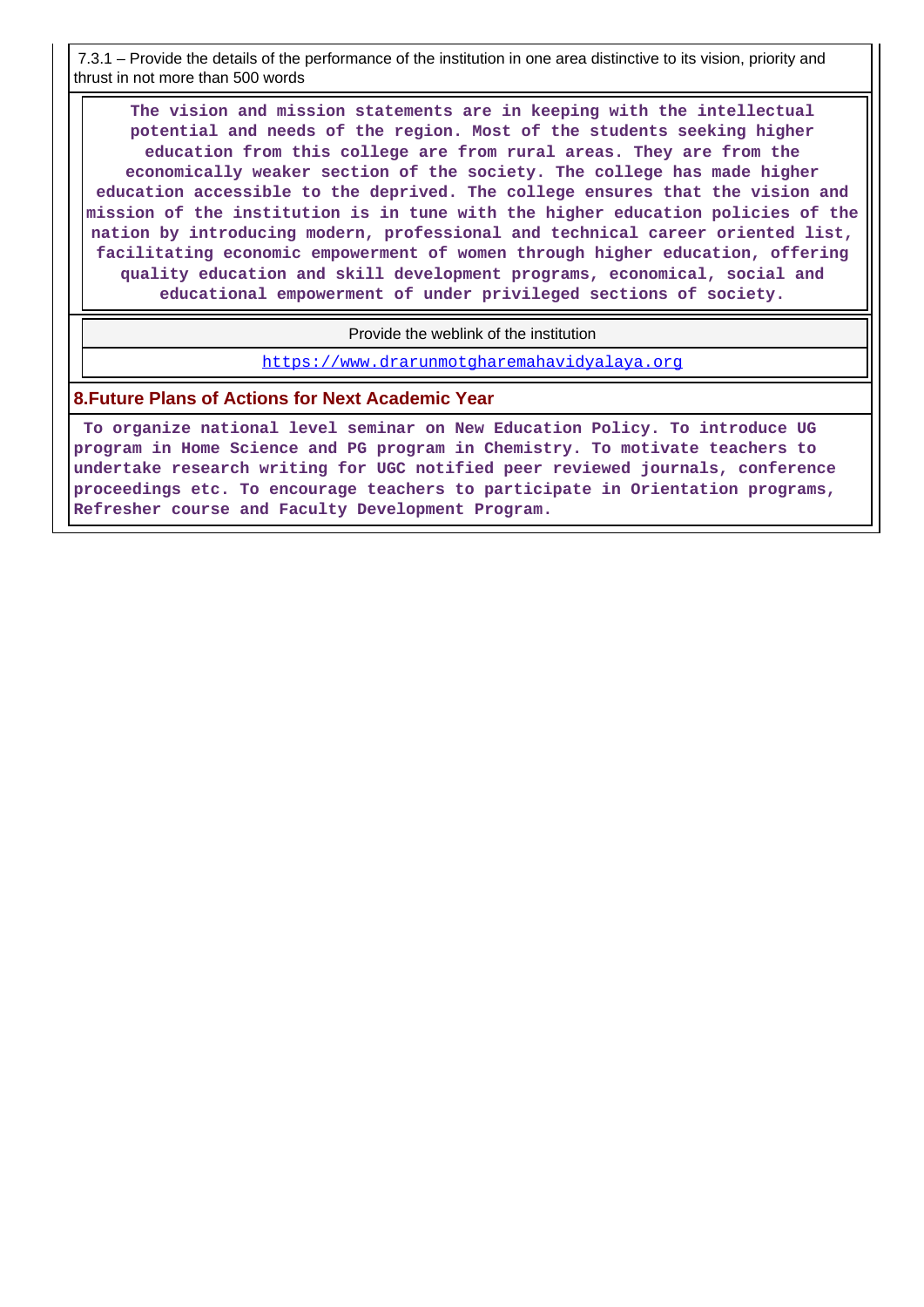7.3.1 – Provide the details of the performance of the institution in one area distinctive to its vision, priority and thrust in not more than 500 words

**The vision and mission statements are in keeping with the intellectual potential and needs of the region. Most of the students seeking higher education from this college are from rural areas. They are from the economically weaker section of the society. The college has made higher education accessible to the deprived. The college ensures that the vision and mission of the institution is in tune with the higher education policies of the nation by introducing modern, professional and technical career oriented list, facilitating economic empowerment of women through higher education, offering quality education and skill development programs, economical, social and educational empowerment of under privileged sections of society.**

| Provide the weblink of the institution |
|---|
| https://www.drarunmotgharemahavidyalaya.org |

## 8.Future Plans of Actions for Next Academic Year

**To organize national level seminar on New Education Policy. To introduce UG program in Home Science and PG program in Chemistry. To motivate teachers to undertake research writing for UGC notified peer reviewed journals, conference proceedings etc. To encourage teachers to participate in Orientation programs, Refresher course and Faculty Development Program.**